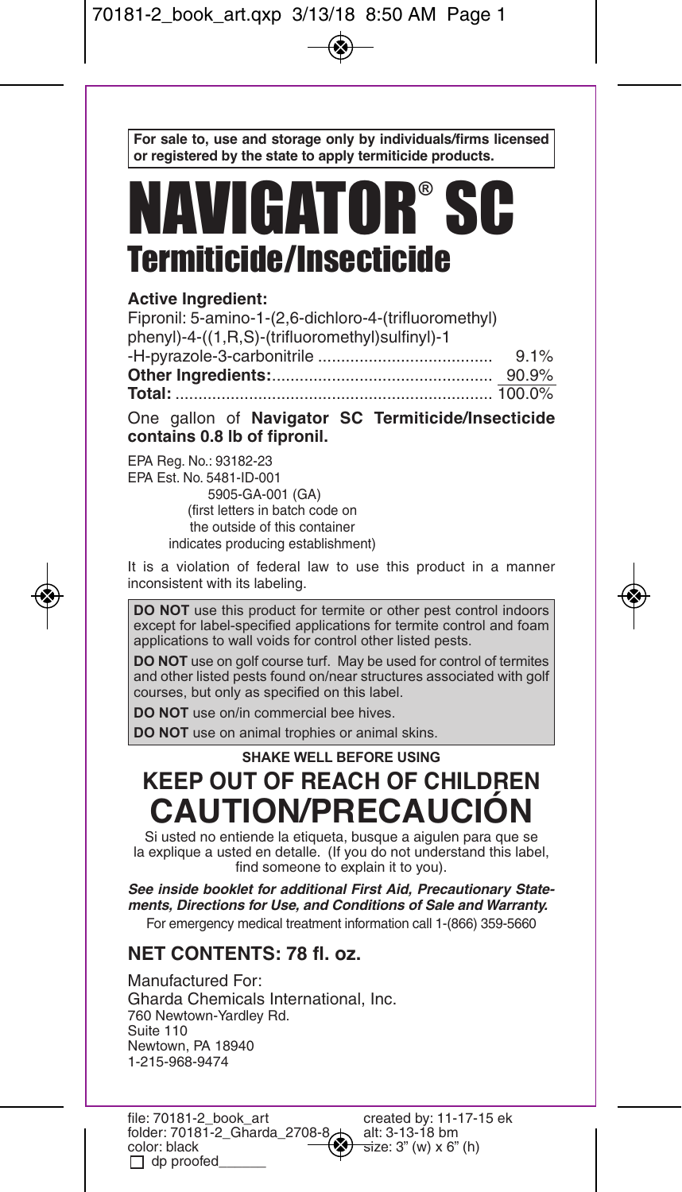**For sale to, use and storage only by individuals/firms licensed or registered by the state to apply termiticide products.**

# NAVIGATOR® SC

## Termiticide/Insecticide

**Active Ingredient:**

| | |
|---|---|
| Fipronil: 5-amino-1-(2,6-dichloro-4-(trifluoromethyl) phenyl)-4-((1,R,S)-(trifluoromethyl)sulfinyl)-1 -H-pyrazole-3-carbonitrile | 9.1% |
| **Other Ingredients:** | 90.9% |
| **Total:** | 100.0% |

One gallon of **Navigator SC Termiticide/Insecticide contains 0.8 lb of fipronil.**

EPA Reg. No.: 93182-23
EPA Est. No. 5481-ID-001
5905-GA-001 (GA)
(first letters in batch code on the outside of this container indicates producing establishment)

It is a violation of federal law to use this product in a manner inconsistent with its labeling.

**DO NOT** use this product for termite or other pest control indoors except for label-specified applications for termite control and foam applications to wall voids for control other listed pests.

**DO NOT** use on golf course turf. May be used for control of termites and other listed pests found on/near structures associated with golf courses, but only as specified on this label.

**DO NOT** use on/in commercial bee hives.

**DO NOT** use on animal trophies or animal skins.

**SHAKE WELL BEFORE USING**

## KEEP OUT OF REACH OF CHILDREN

## CAUTION/PRECAUCIÓN

Si usted no entiende la etiqueta, busque a aigulen para que se la explique a usted en detalle. (If you do not understand this label, find someone to explain it to you).

***See inside booklet for additional First Aid, Precautionary Statements, Directions for Use, and Conditions of Sale and Warranty.***

For emergency medical treatment information call 1-(866) 359-5660

### NET CONTENTS: 78 fl. oz.

Manufactured For:
Gharda Chemicals International, Inc.
760 Newtown-Yardley Rd.
Suite 110
Newtown, PA 18940
1-215-968-9474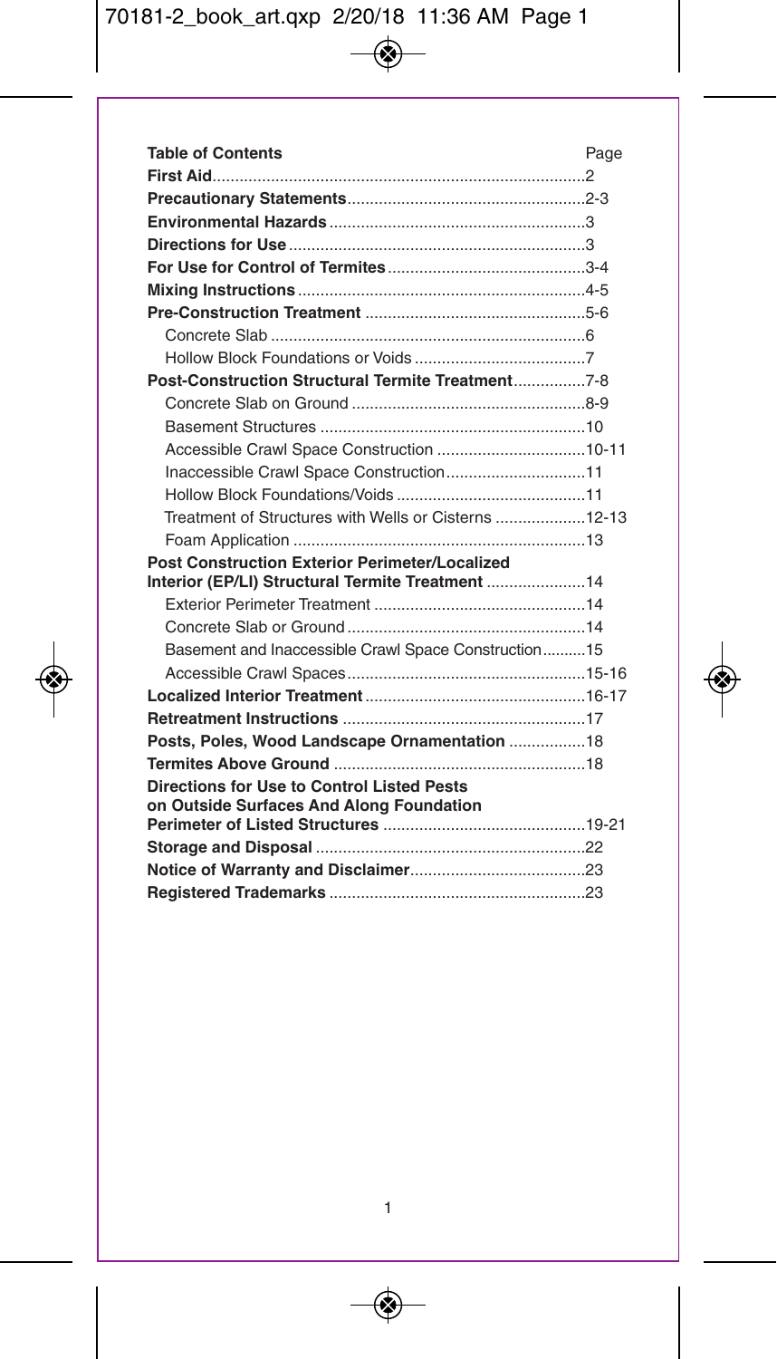| **Table of Contents** | Page |
|---|---|
| **First Aid** | 2 |
| **Precautionary Statements** | 2-3 |
| **Environmental Hazards** | 3 |
| **Directions for Use** | 3 |
| **For Use for Control of Termites** | 3-4 |
| **Mixing Instructions** | 4-5 |
| **Pre-Construction Treatment** | 5-6 |
| Concrete Slab | 6 |
| Hollow Block Foundations or Voids | 7 |
| **Post-Construction Structural Termite Treatment** | 7-8 |
| Concrete Slab on Ground | 8-9 |
| Basement Structures | 10 |
| Accessible Crawl Space Construction | 10-11 |
| Inaccessible Crawl Space Construction | 11 |
| Hollow Block Foundations/Voids | 11 |
| Treatment of Structures with Wells or Cisterns | 12-13 |
| Foam Application | 13 |
| **Post Construction Exterior Perimeter/Localized Interior (EP/LI) Structural Termite Treatment** | 14 |
| Exterior Perimeter Treatment | 14 |
| Concrete Slab or Ground | 14 |
| Basement and Inaccessible Crawl Space Construction | 15 |
| Accessible Crawl Spaces | 15-16 |
| **Localized Interior Treatment** | 16-17 |
| **Retreatment Instructions** | 17 |
| **Posts, Poles, Wood Landscape Ornamentation** | 18 |
| **Termites Above Ground** | 18 |
| **Directions for Use to Control Listed Pests on Outside Surfaces And Along Foundation Perimeter of Listed Structures** | 19-21 |
| **Storage and Disposal** | 22 |
| **Notice of Warranty and Disclaimer** | 23 |
| **Registered Trademarks** | 23 |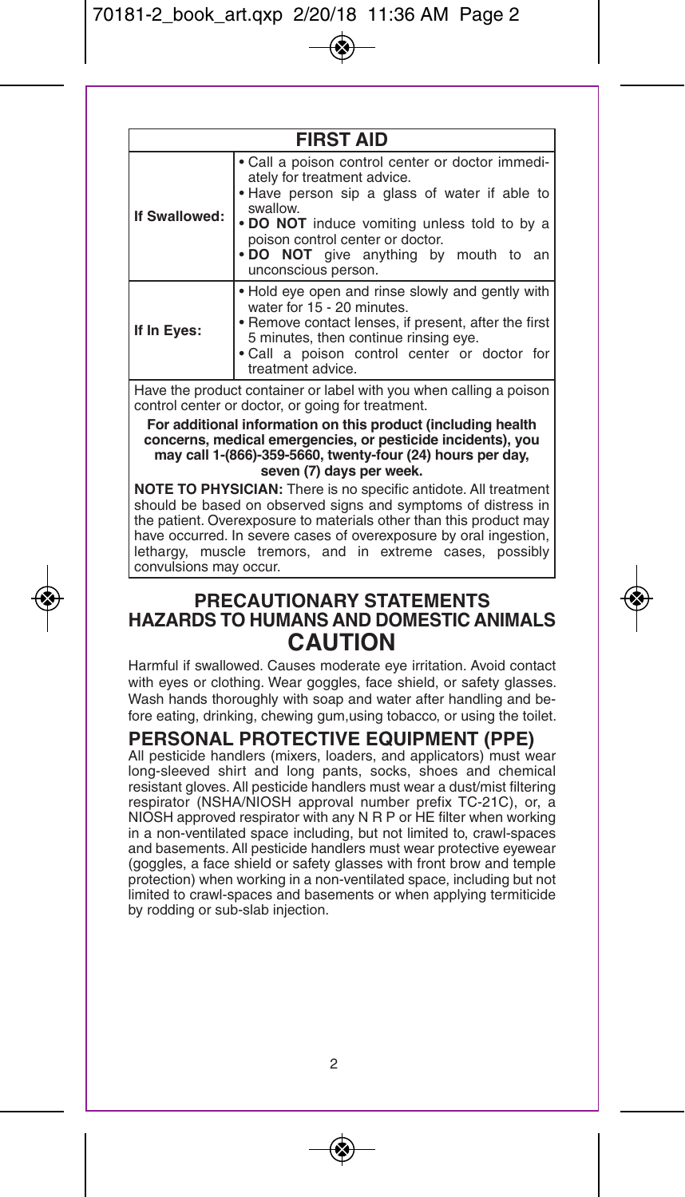| FIRST AID | |
|---|---|
| **If Swallowed:** | • Call a poison control center or doctor immediately for treatment advice.<br>• Have person sip a glass of water if able to swallow.<br>• **DO NOT** induce vomiting unless told to by a poison control center or doctor.<br>• **DO NOT** give anything by mouth to an unconscious person. |
| **If In Eyes:** | • Hold eye open and rinse slowly and gently with water for 15 - 20 minutes.<br>• Remove contact lenses, if present, after the first 5 minutes, then continue rinsing eye.<br>• Call a poison control center or doctor for treatment advice. |

Have the product container or label with you when calling a poison control center or doctor, or going for treatment.

**For additional information on this product (including health concerns, medical emergencies, or pesticide incidents), you may call 1-(866)-359-5660, twenty-four (24) hours per day, seven (7) days per week.**

**NOTE TO PHYSICIAN:** There is no specific antidote. All treatment should be based on observed signs and symptoms of distress in the patient. Overexposure to materials other than this product may have occurred. In severe cases of overexposure by oral ingestion, lethargy, muscle tremors, and in extreme cases, possibly convulsions may occur.

## PRECAUTIONARY STATEMENTS
## HAZARDS TO HUMANS AND DOMESTIC ANIMALS
## CAUTION

Harmful if swallowed. Causes moderate eye irritation. Avoid contact with eyes or clothing. Wear goggles, face shield, or safety glasses. Wash hands thoroughly with soap and water after handling and before eating, drinking, chewing gum,using tobacco, or using the toilet.

## PERSONAL PROTECTIVE EQUIPMENT (PPE)

All pesticide handlers (mixers, loaders, and applicators) must wear long-sleeved shirt and long pants, socks, shoes and chemical resistant gloves. All pesticide handlers must wear a dust/mist filtering respirator (NSHA/NIOSH approval number prefix TC-21C), or, a NIOSH approved respirator with any N R P or HE filter when working in a non-ventilated space including, but not limited to, crawl-spaces and basements. All pesticide handlers must wear protective eyewear (goggles, a face shield or safety glasses with front brow and temple protection) when working in a non-ventilated space, including but not limited to crawl-spaces and basements or when applying termiticide by rodding or sub-slab injection.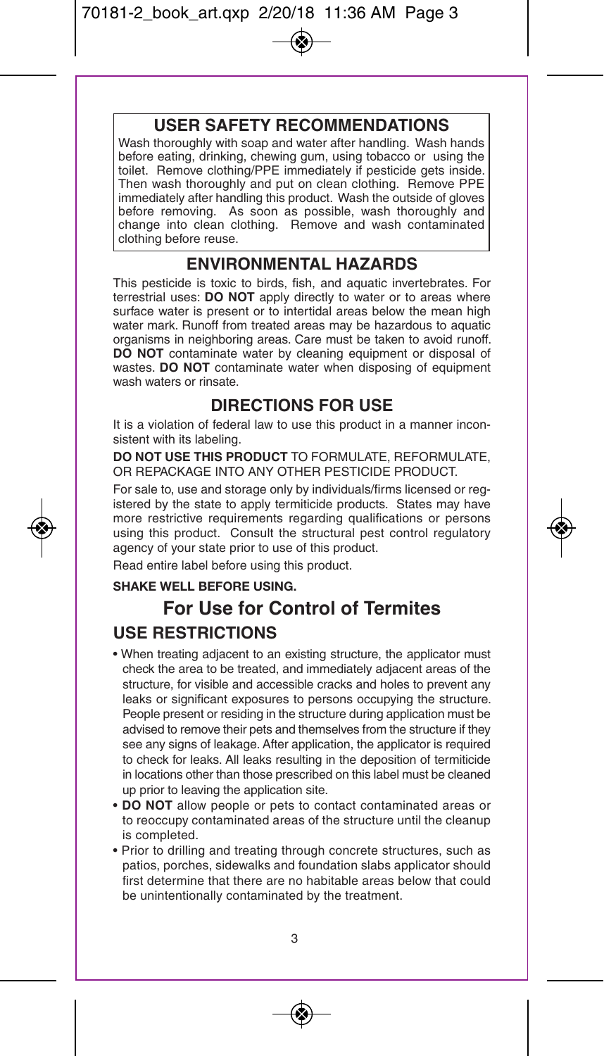## USER SAFETY RECOMMENDATIONS

Wash thoroughly with soap and water after handling. Wash hands before eating, drinking, chewing gum, using tobacco or using the toilet. Remove clothing/PPE immediately if pesticide gets inside. Then wash thoroughly and put on clean clothing. Remove PPE immediately after handling this product. Wash the outside of gloves before removing. As soon as possible, wash thoroughly and change into clean clothing. Remove and wash contaminated clothing before reuse.

## ENVIRONMENTAL HAZARDS

This pesticide is toxic to birds, fish, and aquatic invertebrates. For terrestrial uses: **DO NOT** apply directly to water or to areas where surface water is present or to intertidal areas below the mean high water mark. Runoff from treated areas may be hazardous to aquatic organisms in neighboring areas. Care must be taken to avoid runoff. **DO NOT** contaminate water by cleaning equipment or disposal of wastes. **DO NOT** contaminate water when disposing of equipment wash waters or rinsate.

## DIRECTIONS FOR USE

It is a violation of federal law to use this product in a manner inconsistent with its labeling.

**DO NOT USE THIS PRODUCT** TO FORMULATE, REFORMULATE, OR REPACKAGE INTO ANY OTHER PESTICIDE PRODUCT.

For sale to, use and storage only by individuals/firms licensed or registered by the state to apply termiticide products. States may have more restrictive requirements regarding qualifications or persons using this product. Consult the structural pest control regulatory agency of your state prior to use of this product.

Read entire label before using this product.

**SHAKE WELL BEFORE USING.**

## For Use for Control of Termites

### USE RESTRICTIONS

- When treating adjacent to an existing structure, the applicator must check the area to be treated, and immediately adjacent areas of the structure, for visible and accessible cracks and holes to prevent any leaks or significant exposures to persons occupying the structure. People present or residing in the structure during application must be advised to remove their pets and themselves from the structure if they see any signs of leakage. After application, the applicator is required to check for leaks. All leaks resulting in the deposition of termiticide in locations other than those prescribed on this label must be cleaned up prior to leaving the application site.
- **DO NOT** allow people or pets to contact contaminated areas or to reoccupy contaminated areas of the structure until the cleanup is completed.
- Prior to drilling and treating through concrete structures, such as patios, porches, sidewalks and foundation slabs applicator should first determine that there are no habitable areas below that could be unintentionally contaminated by the treatment.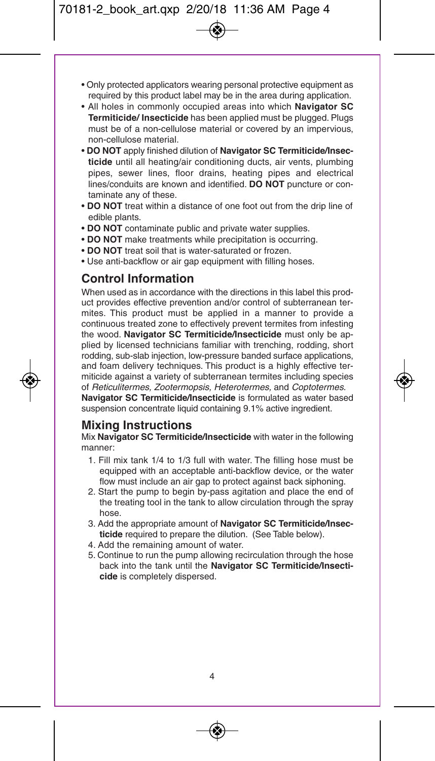- Only protected applicators wearing personal protective equipment as required by this product label may be in the area during application.
- All holes in commonly occupied areas into which **Navigator SC Termiticide/ Insecticide** has been applied must be plugged. Plugs must be of a non-cellulose material or covered by an impervious, non-cellulose material.
- **DO NOT** apply finished dilution of **Navigator SC Termiticide/Insecticide** until all heating/air conditioning ducts, air vents, plumbing pipes, sewer lines, floor drains, heating pipes and electrical lines/conduits are known and identified. **DO NOT** puncture or contaminate any of these.
- **DO NOT** treat within a distance of one foot out from the drip line of edible plants.
- **DO NOT** contaminate public and private water supplies.
- **DO NOT** make treatments while precipitation is occurring.
- **DO NOT** treat soil that is water-saturated or frozen.
- Use anti-backflow or air gap equipment with filling hoses.

## Control Information

When used as in accordance with the directions in this label this product provides effective prevention and/or control of subterranean termites. This product must be applied in a manner to provide a continuous treated zone to effectively prevent termites from infesting the wood. **Navigator SC Termiticide/Insecticide** must only be applied by licensed technicians familiar with trenching, rodding, short rodding, sub-slab injection, low-pressure banded surface applications, and foam delivery techniques. This product is a highly effective termiticide against a variety of subterranean termites including species of *Reticulitermes, Zootermopsis, Heterotermes,* and *Coptotermes.*

**Navigator SC Termiticide/Insecticide** is formulated as water based suspension concentrate liquid containing 9.1% active ingredient.

## Mixing Instructions

Mix **Navigator SC Termiticide/Insecticide** with water in the following manner:

1. Fill mix tank 1/4 to 1/3 full with water. The filling hose must be equipped with an acceptable anti-backflow device, or the water flow must include an air gap to protect against back siphoning.
2. Start the pump to begin by-pass agitation and place the end of the treating tool in the tank to allow circulation through the spray hose.
3. Add the appropriate amount of **Navigator SC Termiticide/Insecticide** required to prepare the dilution. (See Table below).
4. Add the remaining amount of water.
5. Continue to run the pump allowing recirculation through the hose back into the tank until the **Navigator SC Termiticide/Insecticide** is completely dispersed.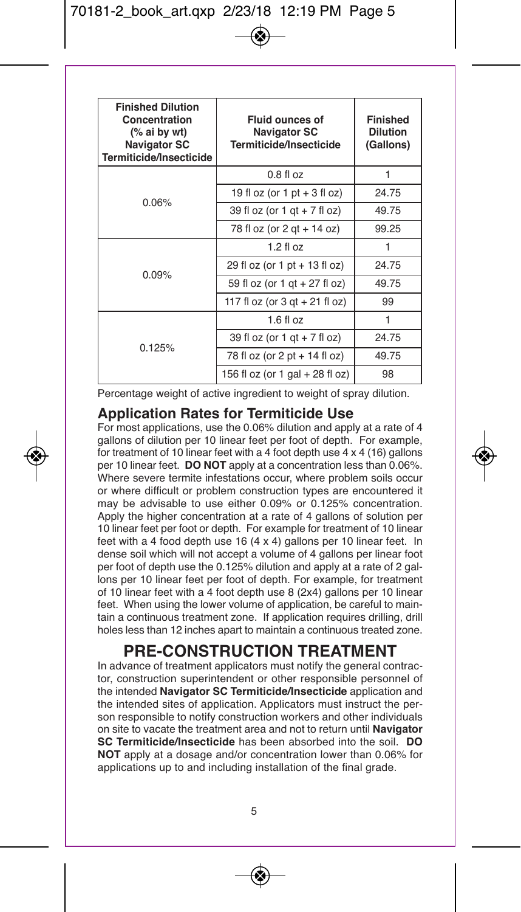| Finished Dilution Concentration (% ai by wt) Navigator SC Termiticide/Insecticide | Fluid ounces of Navigator SC Termiticide/Insecticide | Finished Dilution (Gallons) |
|---|---|---|
| 0.06% | 0.8 fl oz | 1 |
| | 19 fl oz (or 1 pt + 3 fl oz) | 24.75 |
| | 39 fl oz (or 1 qt + 7 fl oz) | 49.75 |
| | 78 fl oz (or 2 qt + 14 oz) | 99.25 |
| 0.09% | 1.2 fl oz | 1 |
| | 29 fl oz (or 1 pt + 13 fl oz) | 24.75 |
| | 59 fl oz (or 1 qt + 27 fl oz) | 49.75 |
| | 117 fl oz (or 3 qt + 21 fl oz) | 99 |
| 0.125% | 1.6 fl oz | 1 |
| | 39 fl oz (or 1 qt + 7 fl oz) | 24.75 |
| | 78 fl oz (or 2 pt + 14 fl oz) | 49.75 |
| | 156 fl oz (or 1 gal + 28 fl oz) | 98 |

Percentage weight of active ingredient to weight of spray dilution.

### Application Rates for Termiticide Use

For most applications, use the 0.06% dilution and apply at a rate of 4 gallons of dilution per 10 linear feet per foot of depth. For example, for treatment of 10 linear feet with a 4 foot depth use 4 x 4 (16) gallons per 10 linear feet. **DO NOT** apply at a concentration less than 0.06%. Where severe termite infestations occur, where problem soils occur or where difficult or problem construction types are encountered it may be advisable to use either 0.09% or 0.125% concentration. Apply the higher concentration at a rate of 4 gallons of solution per 10 linear feet per foot or depth. For example for treatment of 10 linear feet with a 4 food depth use 16 (4 x 4) gallons per 10 linear feet. In dense soil which will not accept a volume of 4 gallons per linear foot per foot of depth use the 0.125% dilution and apply at a rate of 2 gallons per 10 linear feet per foot of depth. For example, for treatment of 10 linear feet with a 4 foot depth use 8 (2x4) gallons per 10 linear feet. When using the lower volume of application, be careful to maintain a continuous treatment zone. If application requires drilling, drill holes less than 12 inches apart to maintain a continuous treated zone.

## PRE-CONSTRUCTION TREATMENT

In advance of treatment applicators must notify the general contractor, construction superintendent or other responsible personnel of the intended **Navigator SC Termiticide/Insecticide** application and the intended sites of application. Applicators must instruct the person responsible to notify construction workers and other individuals on site to vacate the treatment area and not to return until **Navigator SC Termiticide/Insecticide** has been absorbed into the soil. **DO NOT** apply at a dosage and/or concentration lower than 0.06% for applications up to and including installation of the final grade.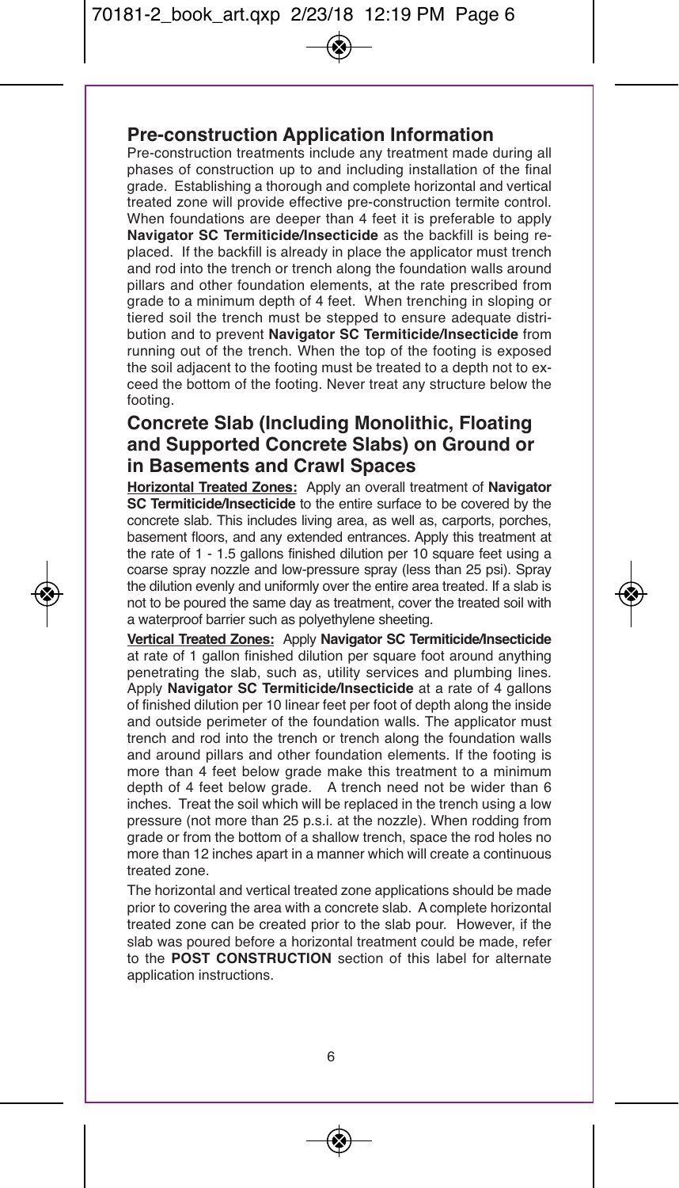## Pre-construction Application Information

Pre-construction treatments include any treatment made during all phases of construction up to and including installation of the final grade. Establishing a thorough and complete horizontal and vertical treated zone will provide effective pre-construction termite control. When foundations are deeper than 4 feet it is preferable to apply **Navigator SC Termiticide/Insecticide** as the backfill is being replaced. If the backfill is already in place the applicator must trench and rod into the trench or trench along the foundation walls around pillars and other foundation elements, at the rate prescribed from grade to a minimum depth of 4 feet. When trenching in sloping or tiered soil the trench must be stepped to ensure adequate distribution and to prevent **Navigator SC Termiticide/Insecticide** from running out of the trench. When the top of the footing is exposed the soil adjacent to the footing must be treated to a depth not to exceed the bottom of the footing. Never treat any structure below the footing.

## Concrete Slab (Including Monolithic, Floating and Supported Concrete Slabs) on Ground or in Basements and Crawl Spaces

**Horizontal Treated Zones:** Apply an overall treatment of **Navigator SC Termiticide/Insecticide** to the entire surface to be covered by the concrete slab. This includes living area, as well as, carports, porches, basement floors, and any extended entrances. Apply this treatment at the rate of 1 - 1.5 gallons finished dilution per 10 square feet using a coarse spray nozzle and low-pressure spray (less than 25 psi). Spray the dilution evenly and uniformly over the entire area treated. If a slab is not to be poured the same day as treatment, cover the treated soil with a waterproof barrier such as polyethylene sheeting.

**Vertical Treated Zones:** Apply **Navigator SC Termiticide/Insecticide** at rate of 1 gallon finished dilution per square foot around anything penetrating the slab, such as, utility services and plumbing lines. Apply **Navigator SC Termiticide/Insecticide** at a rate of 4 gallons of finished dilution per 10 linear feet per foot of depth along the inside and outside perimeter of the foundation walls. The applicator must trench and rod into the trench or trench along the foundation walls and around pillars and other foundation elements. If the footing is more than 4 feet below grade make this treatment to a minimum depth of 4 feet below grade. A trench need not be wider than 6 inches. Treat the soil which will be replaced in the trench using a low pressure (not more than 25 p.s.i. at the nozzle). When rodding from grade or from the bottom of a shallow trench, space the rod holes no more than 12 inches apart in a manner which will create a continuous treated zone.

The horizontal and vertical treated zone applications should be made prior to covering the area with a concrete slab. A complete horizontal treated zone can be created prior to the slab pour. However, if the slab was poured before a horizontal treatment could be made, refer to the **POST CONSTRUCTION** section of this label for alternate application instructions.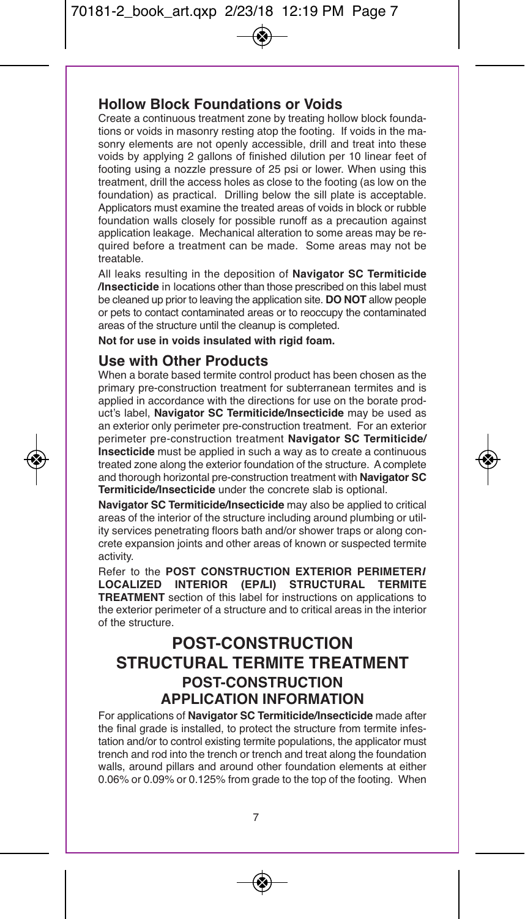## Hollow Block Foundations or Voids

Create a continuous treatment zone by treating hollow block foundations or voids in masonry resting atop the footing. If voids in the masonry elements are not openly accessible, drill and treat into these voids by applying 2 gallons of finished dilution per 10 linear feet of footing using a nozzle pressure of 25 psi or lower. When using this treatment, drill the access holes as close to the footing (as low on the foundation) as practical. Drilling below the sill plate is acceptable. Applicators must examine the treated areas of voids in block or rubble foundation walls closely for possible runoff as a precaution against application leakage. Mechanical alteration to some areas may be required before a treatment can be made. Some areas may not be treatable.

All leaks resulting in the deposition of **Navigator SC Termiticide /Insecticide** in locations other than those prescribed on this label must be cleaned up prior to leaving the application site. **DO NOT** allow people or pets to contact contaminated areas or to reoccupy the contaminated areas of the structure until the cleanup is completed.

**Not for use in voids insulated with rigid foam.**

## Use with Other Products

When a borate based termite control product has been chosen as the primary pre-construction treatment for subterranean termites and is applied in accordance with the directions for use on the borate product's label, **Navigator SC Termiticide/Insecticide** may be used as an exterior only perimeter pre-construction treatment. For an exterior perimeter pre-construction treatment **Navigator SC Termiticide/ Insecticide** must be applied in such a way as to create a continuous treated zone along the exterior foundation of the structure. A complete and thorough horizontal pre-construction treatment with **Navigator SC Termiticide/Insecticide** under the concrete slab is optional.

**Navigator SC Termiticide/Insecticide** may also be applied to critical areas of the interior of the structure including around plumbing or utility services penetrating floors bath and/or shower traps or along concrete expansion joints and other areas of known or suspected termite activity.

Refer to the **POST CONSTRUCTION EXTERIOR PERIMETER/ LOCALIZED INTERIOR (EP/LI) STRUCTURAL TERMITE TREATMENT** section of this label for instructions on applications to the exterior perimeter of a structure and to critical areas in the interior of the structure.

# POST-CONSTRUCTION STRUCTURAL TERMITE TREATMENT

## POST-CONSTRUCTION APPLICATION INFORMATION

For applications of **Navigator SC Termiticide/Insecticide** made after the final grade is installed, to protect the structure from termite infestation and/or to control existing termite populations, the applicator must trench and rod into the trench or trench and treat along the foundation walls, around pillars and around other foundation elements at either 0.06% or 0.09% or 0.125% from grade to the top of the footing. When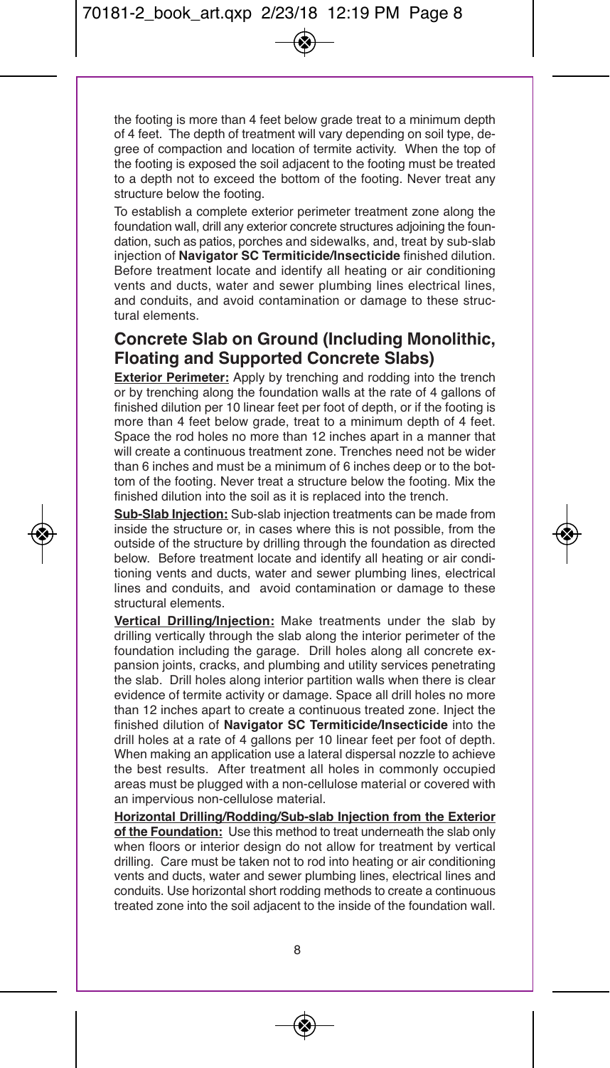the footing is more than 4 feet below grade treat to a minimum depth of 4 feet. The depth of treatment will vary depending on soil type, degree of compaction and location of termite activity. When the top of the footing is exposed the soil adjacent to the footing must be treated to a depth not to exceed the bottom of the footing. Never treat any structure below the footing.

To establish a complete exterior perimeter treatment zone along the foundation wall, drill any exterior concrete structures adjoining the foundation, such as patios, porches and sidewalks, and, treat by sub-slab injection of **Navigator SC Termiticide/Insecticide** finished dilution. Before treatment locate and identify all heating or air conditioning vents and ducts, water and sewer plumbing lines electrical lines, and conduits, and avoid contamination or damage to these structural elements.

## Concrete Slab on Ground (Including Monolithic, Floating and Supported Concrete Slabs)

**Exterior Perimeter:** Apply by trenching and rodding into the trench or by trenching along the foundation walls at the rate of 4 gallons of finished dilution per 10 linear feet per foot of depth, or if the footing is more than 4 feet below grade, treat to a minimum depth of 4 feet. Space the rod holes no more than 12 inches apart in a manner that will create a continuous treatment zone. Trenches need not be wider than 6 inches and must be a minimum of 6 inches deep or to the bottom of the footing. Never treat a structure below the footing. Mix the finished dilution into the soil as it is replaced into the trench.

**Sub-Slab Injection:** Sub-slab injection treatments can be made from inside the structure or, in cases where this is not possible, from the outside of the structure by drilling through the foundation as directed below. Before treatment locate and identify all heating or air conditioning vents and ducts, water and sewer plumbing lines, electrical lines and conduits, and avoid contamination or damage to these structural elements.

**Vertical Drilling/Injection:** Make treatments under the slab by drilling vertically through the slab along the interior perimeter of the foundation including the garage. Drill holes along all concrete expansion joints, cracks, and plumbing and utility services penetrating the slab. Drill holes along interior partition walls when there is clear evidence of termite activity or damage. Space all drill holes no more than 12 inches apart to create a continuous treated zone. Inject the finished dilution of **Navigator SC Termiticide/Insecticide** into the drill holes at a rate of 4 gallons per 10 linear feet per foot of depth. When making an application use a lateral dispersal nozzle to achieve the best results. After treatment all holes in commonly occupied areas must be plugged with a non-cellulose material or covered with an impervious non-cellulose material.

**Horizontal Drilling/Rodding/Sub-slab Injection from the Exterior of the Foundation:** Use this method to treat underneath the slab only when floors or interior design do not allow for treatment by vertical drilling. Care must be taken not to rod into heating or air conditioning vents and ducts, water and sewer plumbing lines, electrical lines and conduits. Use horizontal short rodding methods to create a continuous treated zone into the soil adjacent to the inside of the foundation wall.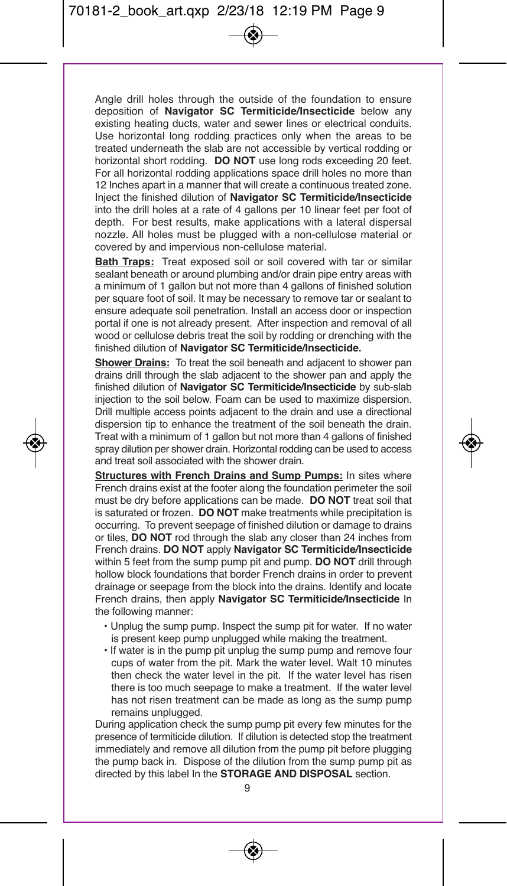Angle drill holes through the outside of the foundation to ensure deposition of **Navigator SC Termiticide/Insecticide** below any existing heating ducts, water and sewer lines or electrical conduits. Use horizontal long rodding practices only when the areas to be treated underneath the slab are not accessible by vertical rodding or horizontal short rodding. **DO NOT** use long rods exceeding 20 feet. For all horizontal rodding applications space drill holes no more than 12 Inches apart in a manner that will create a continuous treated zone. Inject the finished dilution of **Navigator SC Termiticide/Insecticide** into the drill holes at a rate of 4 gallons per 10 linear feet per foot of depth. For best results, make applications with a lateral dispersal nozzle. All holes must be plugged with a non-cellulose material or covered by and impervious non-cellulose material.

**Bath Traps:** Treat exposed soil or soil covered with tar or similar sealant beneath or around plumbing and/or drain pipe entry areas with a minimum of 1 gallon but not more than 4 gallons of finished solution per square foot of soil. It may be necessary to remove tar or sealant to ensure adequate soil penetration. Install an access door or inspection portal if one is not already present. After inspection and removal of all wood or cellulose debris treat the soil by rodding or drenching with the finished dilution of **Navigator SC Termiticide/Insecticide.**

**Shower Drains:** To treat the soil beneath and adjacent to shower pan drains drill through the slab adjacent to the shower pan and apply the finished dilution of **Navigator SC Termiticide/Insecticide** by sub-slab injection to the soil below. Foam can be used to maximize dispersion. Drill multiple access points adjacent to the drain and use a directional dispersion tip to enhance the treatment of the soil beneath the drain. Treat with a minimum of 1 gallon but not more than 4 gallons of finished spray dilution per shower drain. Horizontal rodding can be used to access and treat soil associated with the shower drain.

**Structures with French Drains and Sump Pumps:** In sites where French drains exist at the footer along the foundation perimeter the soil must be dry before applications can be made. **DO NOT** treat soil that is saturated or frozen. **DO NOT** make treatments while precipitation is occurring. To prevent seepage of finished dilution or damage to drains or tiles, **DO NOT** rod through the slab any closer than 24 inches from French drains. **DO NOT** apply **Navigator SC Termiticide/Insecticide** within 5 feet from the sump pump pit and pump. **DO NOT** drill through hollow block foundations that border French drains in order to prevent drainage or seepage from the block into the drains. Identify and locate French drains, then apply **Navigator SC Termiticide/Insecticide** In the following manner:

- Unplug the sump pump. Inspect the sump pit for water. If no water is present keep pump unplugged while making the treatment.
- If water is in the pump pit unplug the sump pump and remove four cups of water from the pit. Mark the water level. Walt 10 minutes then check the water level in the pit. If the water level has risen there is too much seepage to make a treatment. If the water level has not risen treatment can be made as long as the sump pump remains unplugged.

During application check the sump pump pit every few minutes for the presence of termiticide dilution. If dilution is detected stop the treatment immediately and remove all dilution from the pump pit before plugging the pump back in. Dispose of the dilution from the sump pump pit as directed by this label In the **STORAGE AND DISPOSAL** section.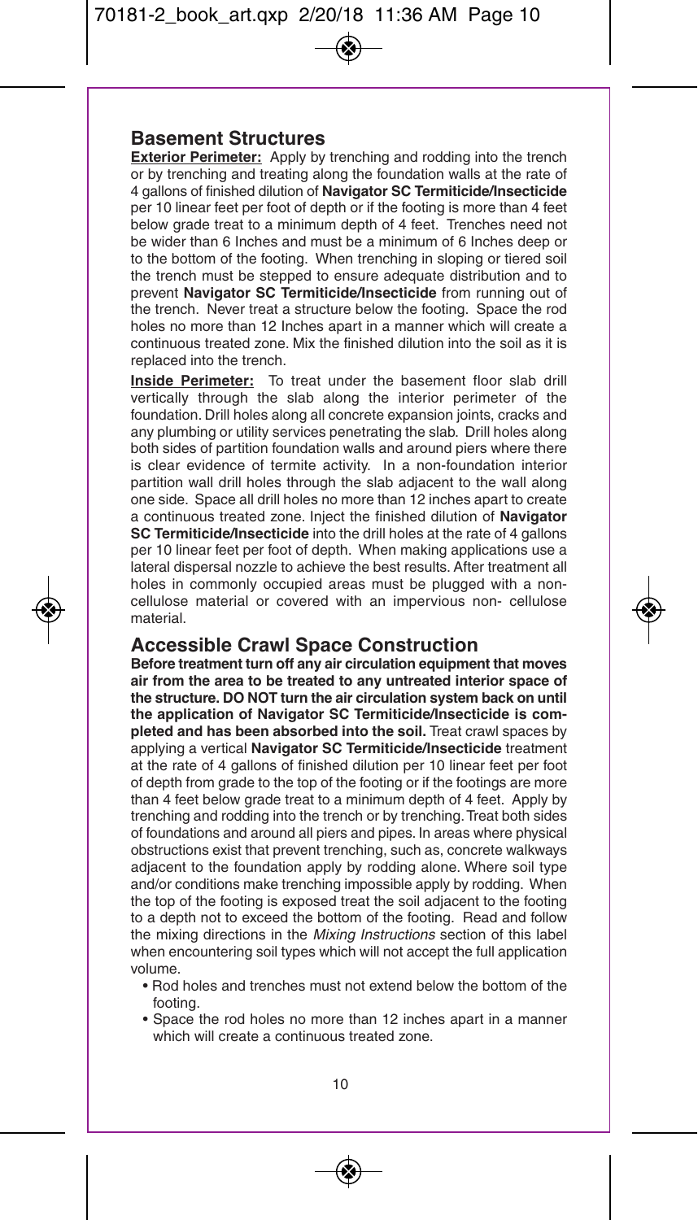## Basement Structures

**Exterior Perimeter:** Apply by trenching and rodding into the trench or by trenching and treating along the foundation walls at the rate of 4 gallons of finished dilution of **Navigator SC Termiticide/Insecticide** per 10 linear feet per foot of depth or if the footing is more than 4 feet below grade treat to a minimum depth of 4 feet. Trenches need not be wider than 6 Inches and must be a minimum of 6 Inches deep or to the bottom of the footing. When trenching in sloping or tiered soil the trench must be stepped to ensure adequate distribution and to prevent **Navigator SC Termiticide/Insecticide** from running out of the trench. Never treat a structure below the footing. Space the rod holes no more than 12 Inches apart in a manner which will create a continuous treated zone. Mix the finished dilution into the soil as it is replaced into the trench.

**Inside Perimeter:** To treat under the basement floor slab drill vertically through the slab along the interior perimeter of the foundation. Drill holes along all concrete expansion joints, cracks and any plumbing or utility services penetrating the slab. Drill holes along both sides of partition foundation walls and around piers where there is clear evidence of termite activity. In a non-foundation interior partition wall drill holes through the slab adjacent to the wall along one side. Space all drill holes no more than 12 inches apart to create a continuous treated zone. Inject the finished dilution of **Navigator SC Termiticide/Insecticide** into the drill holes at the rate of 4 gallons per 10 linear feet per foot of depth. When making applications use a lateral dispersal nozzle to achieve the best results. After treatment all holes in commonly occupied areas must be plugged with a non-cellulose material or covered with an impervious non- cellulose material.

## Accessible Crawl Space Construction

**Before treatment turn off any air circulation equipment that moves air from the area to be treated to any untreated interior space of the structure. DO NOT turn the air circulation system back on until the application of Navigator SC Termiticide/Insecticide is completed and has been absorbed into the soil.** Treat crawl spaces by applying a vertical **Navigator SC Termiticide/Insecticide** treatment at the rate of 4 gallons of finished dilution per 10 linear feet per foot of depth from grade to the top of the footing or if the footings are more than 4 feet below grade treat to a minimum depth of 4 feet. Apply by trenching and rodding into the trench or by trenching. Treat both sides of foundations and around all piers and pipes. In areas where physical obstructions exist that prevent trenching, such as, concrete walkways adjacent to the foundation apply by rodding alone. Where soil type and/or conditions make trenching impossible apply by rodding. When the top of the footing is exposed treat the soil adjacent to the footing to a depth not to exceed the bottom of the footing. Read and follow the mixing directions in the *Mixing Instructions* section of this label when encountering soil types which will not accept the full application volume.

- Rod holes and trenches must not extend below the bottom of the footing.
- Space the rod holes no more than 12 inches apart in a manner which will create a continuous treated zone.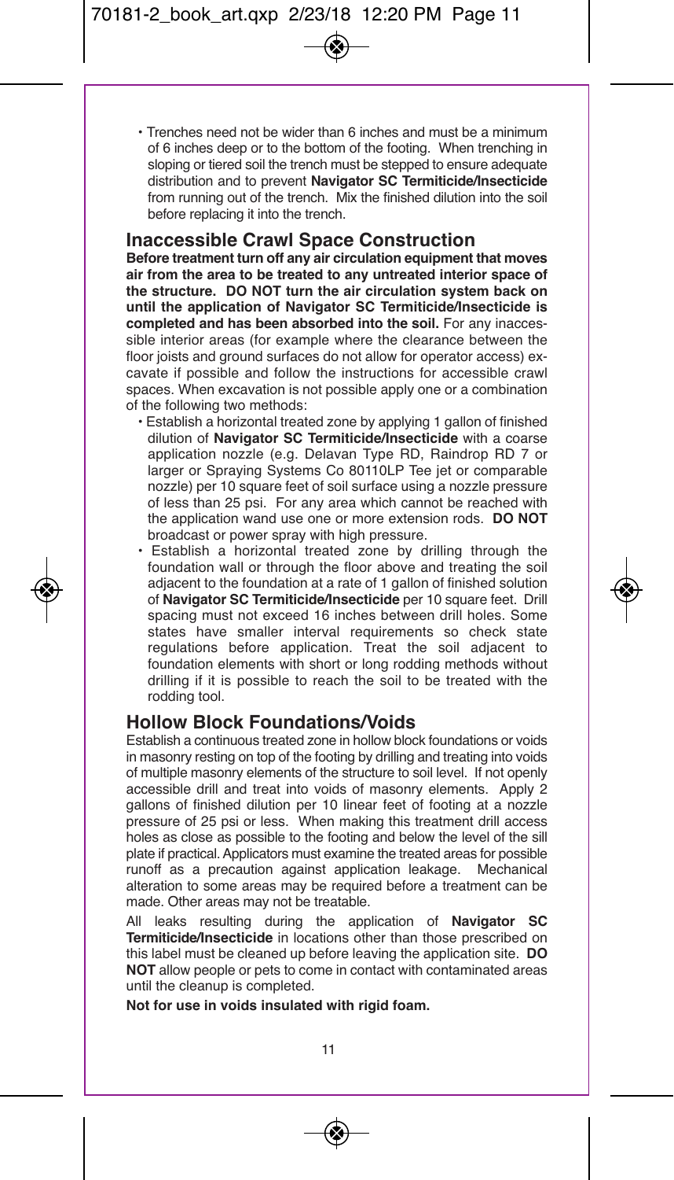- Trenches need not be wider than 6 inches and must be a minimum of 6 inches deep or to the bottom of the footing. When trenching in sloping or tiered soil the trench must be stepped to ensure adequate distribution and to prevent **Navigator SC Termiticide/Insecticide** from running out of the trench. Mix the finished dilution into the soil before replacing it into the trench.

## Inaccessible Crawl Space Construction

**Before treatment turn off any air circulation equipment that moves air from the area to be treated to any untreated interior space of the structure. DO NOT turn the air circulation system back on until the application of Navigator SC Termiticide/Insecticide is completed and has been absorbed into the soil.** For any inaccessible interior areas (for example where the clearance between the floor joists and ground surfaces do not allow for operator access) excavate if possible and follow the instructions for accessible crawl spaces. When excavation is not possible apply one or a combination of the following two methods:

- Establish a horizontal treated zone by applying 1 gallon of finished dilution of **Navigator SC Termiticide/Insecticide** with a coarse application nozzle (e.g. Delavan Type RD, Raindrop RD 7 or larger or Spraying Systems Co 80110LP Tee jet or comparable nozzle) per 10 square feet of soil surface using a nozzle pressure of less than 25 psi. For any area which cannot be reached with the application wand use one or more extension rods. **DO NOT** broadcast or power spray with high pressure.
- Establish a horizontal treated zone by drilling through the foundation wall or through the floor above and treating the soil adjacent to the foundation at a rate of 1 gallon of finished solution of **Navigator SC Termiticide/Insecticide** per 10 square feet. Drill spacing must not exceed 16 inches between drill holes. Some states have smaller interval requirements so check state regulations before application. Treat the soil adjacent to foundation elements with short or long rodding methods without drilling if it is possible to reach the soil to be treated with the rodding tool.

## Hollow Block Foundations/Voids

Establish a continuous treated zone in hollow block foundations or voids in masonry resting on top of the footing by drilling and treating into voids of multiple masonry elements of the structure to soil level. If not openly accessible drill and treat into voids of masonry elements. Apply 2 gallons of finished dilution per 10 linear feet of footing at a nozzle pressure of 25 psi or less. When making this treatment drill access holes as close as possible to the footing and below the level of the sill plate if practical. Applicators must examine the treated areas for possible runoff as a precaution against application leakage. Mechanical alteration to some areas may be required before a treatment can be made. Other areas may not be treatable.

All leaks resulting during the application of **Navigator SC Termiticide/Insecticide** in locations other than those prescribed on this label must be cleaned up before leaving the application site. **DO NOT** allow people or pets to come in contact with contaminated areas until the cleanup is completed.

**Not for use in voids insulated with rigid foam.**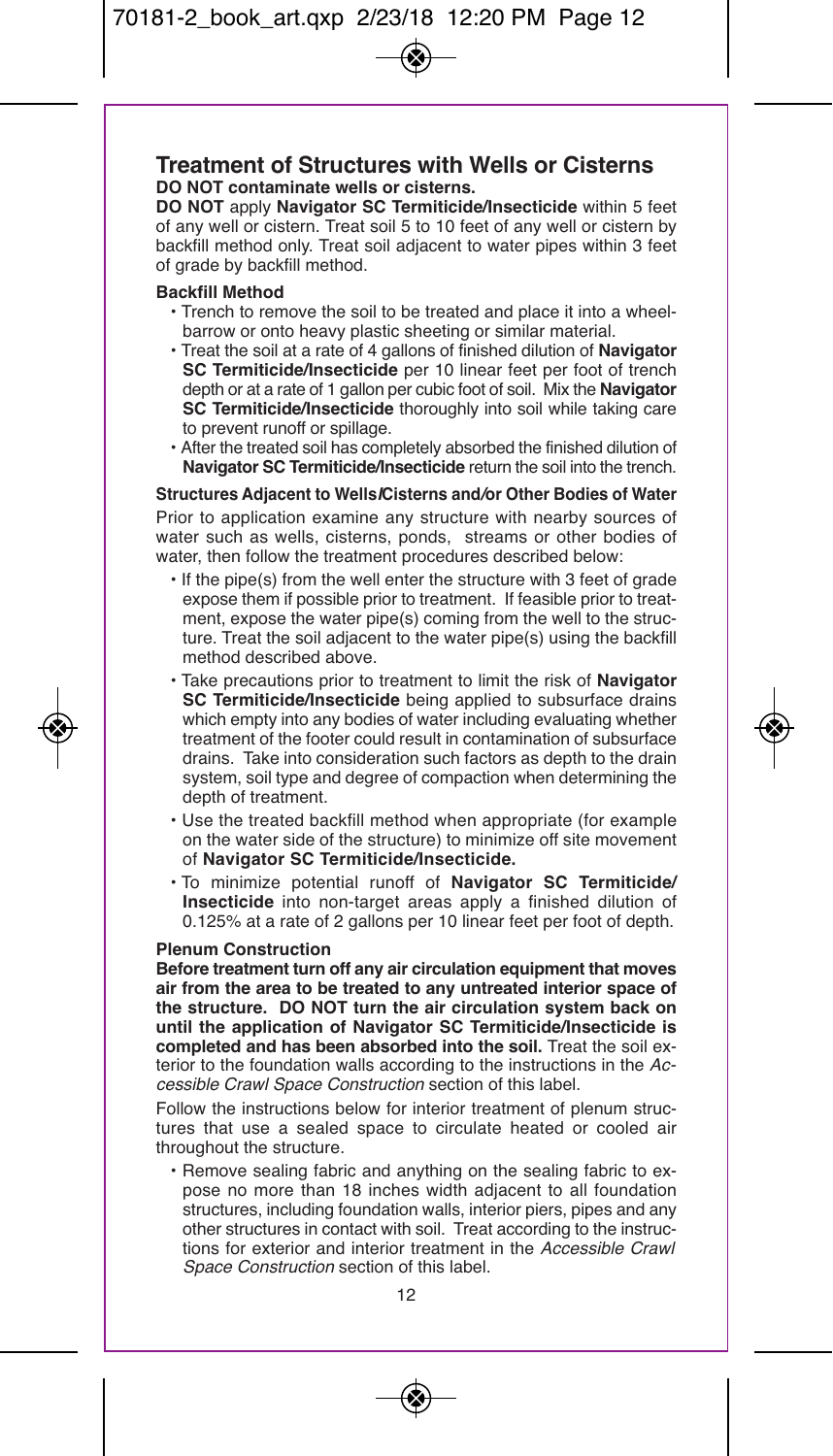## Treatment of Structures with Wells or Cisterns

**DO NOT contaminate wells or cisterns.**

**DO NOT** apply **Navigator SC Termiticide/Insecticide** within 5 feet of any well or cistern. Treat soil 5 to 10 feet of any well or cistern by backfill method only. Treat soil adjacent to water pipes within 3 feet of grade by backfill method.

### Backfill Method

- Trench to remove the soil to be treated and place it into a wheelbarrow or onto heavy plastic sheeting or similar material.
- Treat the soil at a rate of 4 gallons of finished dilution of **Navigator SC Termiticide/Insecticide** per 10 linear feet per foot of trench depth or at a rate of 1 gallon per cubic foot of soil. Mix the **Navigator SC Termiticide/Insecticide** thoroughly into soil while taking care to prevent runoff or spillage.
- After the treated soil has completely absorbed the finished dilution of **Navigator SC Termiticide/Insecticide** return the soil into the trench.

### Structures Adjacent to Wells/Cisterns and/or Other Bodies of Water

Prior to application examine any structure with nearby sources of water such as wells, cisterns, ponds, streams or other bodies of water, then follow the treatment procedures described below:

- If the pipe(s) from the well enter the structure with 3 feet of grade expose them if possible prior to treatment. If feasible prior to treatment, expose the water pipe(s) coming from the well to the structure. Treat the soil adjacent to the water pipe(s) using the backfill method described above.
- Take precautions prior to treatment to limit the risk of **Navigator SC Termiticide/Insecticide** being applied to subsurface drains which empty into any bodies of water including evaluating whether treatment of the footer could result in contamination of subsurface drains. Take into consideration such factors as depth to the drain system, soil type and degree of compaction when determining the depth of treatment.
- Use the treated backfill method when appropriate (for example on the water side of the structure) to minimize off site movement of **Navigator SC Termiticide/Insecticide.**
- To minimize potential runoff of **Navigator SC Termiticide/Insecticide** into non-target areas apply a finished dilution of 0.125% at a rate of 2 gallons per 10 linear feet per foot of depth.

### Plenum Construction

**Before treatment turn off any air circulation equipment that moves air from the area to be treated to any untreated interior space of the structure. DO NOT turn the air circulation system back on until the application of Navigator SC Termiticide/Insecticide is completed and has been absorbed into the soil.** Treat the soil exterior to the foundation walls according to the instructions in the *Accessible Crawl Space Construction* section of this label.

Follow the instructions below for interior treatment of plenum structures that use a sealed space to circulate heated or cooled air throughout the structure.

- Remove sealing fabric and anything on the sealing fabric to expose no more than 18 inches width adjacent to all foundation structures, including foundation walls, interior piers, pipes and any other structures in contact with soil. Treat according to the instructions for exterior and interior treatment in the *Accessible Crawl Space Construction* section of this label.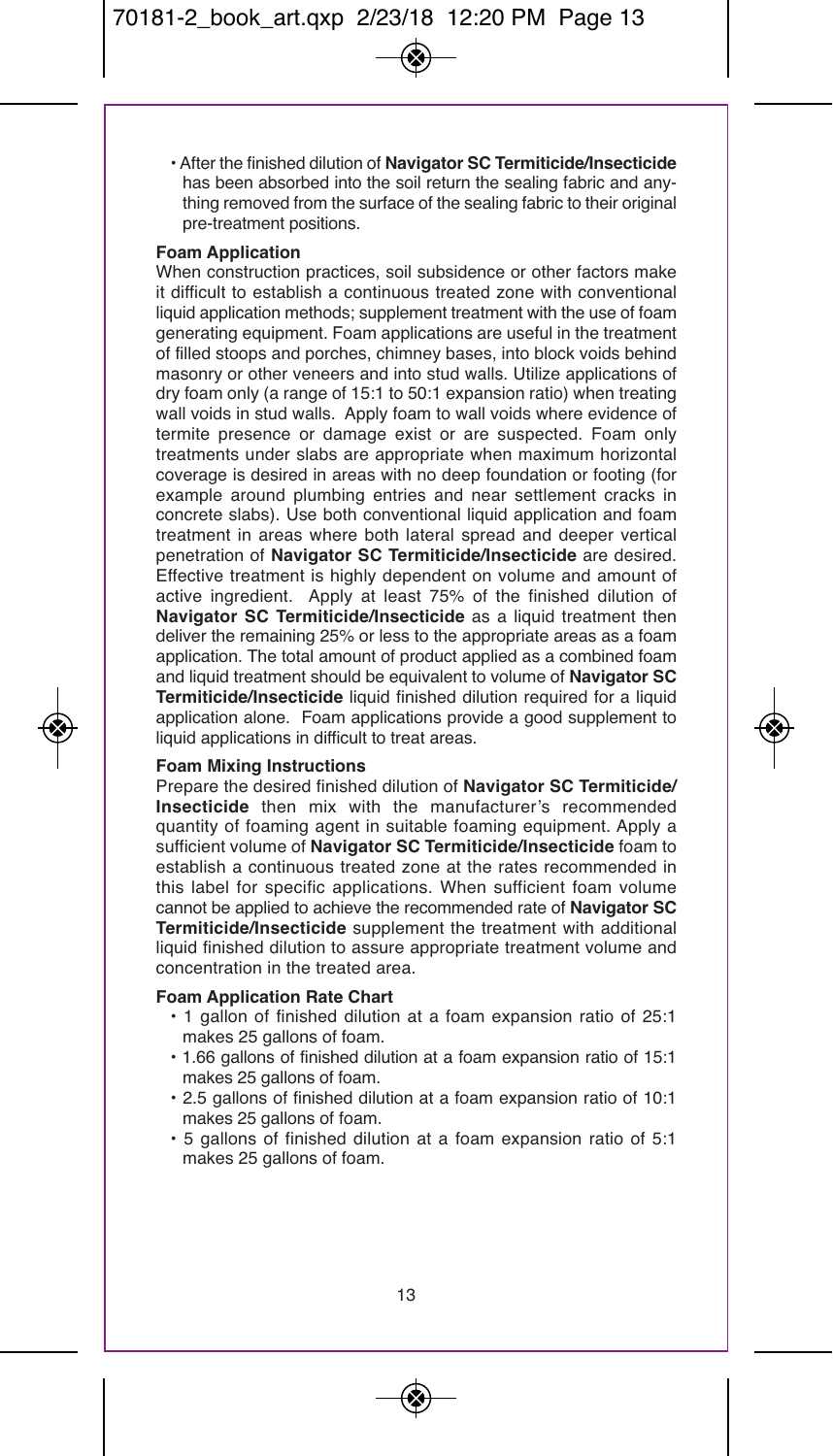- After the finished dilution of **Navigator SC Termiticide/Insecticide** has been absorbed into the soil return the sealing fabric and anything removed from the surface of the sealing fabric to their original pre-treatment positions.

**Foam Application**

When construction practices, soil subsidence or other factors make it difficult to establish a continuous treated zone with conventional liquid application methods; supplement treatment with the use of foam generating equipment. Foam applications are useful in the treatment of filled stoops and porches, chimney bases, into block voids behind masonry or other veneers and into stud walls. Utilize applications of dry foam only (a range of 15:1 to 50:1 expansion ratio) when treating wall voids in stud walls. Apply foam to wall voids where evidence of termite presence or damage exist or are suspected. Foam only treatments under slabs are appropriate when maximum horizontal coverage is desired in areas with no deep foundation or footing (for example around plumbing entries and near settlement cracks in concrete slabs). Use both conventional liquid application and foam treatment in areas where both lateral spread and deeper vertical penetration of **Navigator SC Termiticide/Insecticide** are desired. Effective treatment is highly dependent on volume and amount of active ingredient. Apply at least 75% of the finished dilution of **Navigator SC Termiticide/Insecticide** as a liquid treatment then deliver the remaining 25% or less to the appropriate areas as a foam application. The total amount of product applied as a combined foam and liquid treatment should be equivalent to volume of **Navigator SC Termiticide/Insecticide** liquid finished dilution required for a liquid application alone. Foam applications provide a good supplement to liquid applications in difficult to treat areas.

**Foam Mixing Instructions**

Prepare the desired finished dilution of **Navigator SC Termiticide/Insecticide** then mix with the manufacturer's recommended quantity of foaming agent in suitable foaming equipment. Apply a sufficient volume of **Navigator SC Termiticide/Insecticide** foam to establish a continuous treated zone at the rates recommended in this label for specific applications. When sufficient foam volume cannot be applied to achieve the recommended rate of **Navigator SC Termiticide/Insecticide** supplement the treatment with additional liquid finished dilution to assure appropriate treatment volume and concentration in the treated area.

**Foam Application Rate Chart**

- 1 gallon of finished dilution at a foam expansion ratio of 25:1 makes 25 gallons of foam.
- 1.66 gallons of finished dilution at a foam expansion ratio of 15:1 makes 25 gallons of foam.
- 2.5 gallons of finished dilution at a foam expansion ratio of 10:1 makes 25 gallons of foam.
- 5 gallons of finished dilution at a foam expansion ratio of 5:1 makes 25 gallons of foam.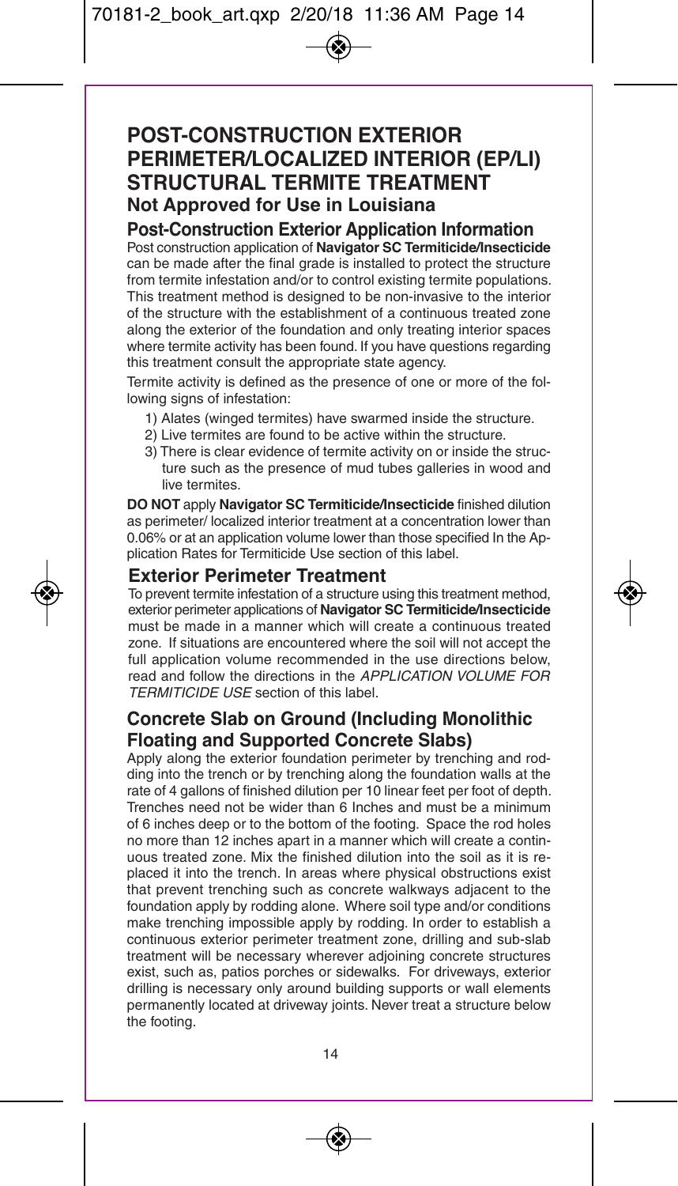# POST-CONSTRUCTION EXTERIOR PERIMETER/LOCALIZED INTERIOR (EP/LI) STRUCTURAL TERMITE TREATMENT

## Not Approved for Use in Louisiana

### Post-Construction Exterior Application Information

Post construction application of **Navigator SC Termiticide/Insecticide** can be made after the final grade is installed to protect the structure from termite infestation and/or to control existing termite populations. This treatment method is designed to be non-invasive to the interior of the structure with the establishment of a continuous treated zone along the exterior of the foundation and only treating interior spaces where termite activity has been found. If you have questions regarding this treatment consult the appropriate state agency.

Termite activity is defined as the presence of one or more of the following signs of infestation:

1) Alates (winged termites) have swarmed inside the structure.
2) Live termites are found to be active within the structure.
3) There is clear evidence of termite activity on or inside the structure such as the presence of mud tubes galleries in wood and live termites.

**DO NOT** apply **Navigator SC Termiticide/Insecticide** finished dilution as perimeter/ localized interior treatment at a concentration lower than 0.06% or at an application volume lower than those specified In the Application Rates for Termiticide Use section of this label.

### Exterior Perimeter Treatment

To prevent termite infestation of a structure using this treatment method, exterior perimeter applications of **Navigator SC Termiticide/Insecticide** must be made in a manner which will create a continuous treated zone. If situations are encountered where the soil will not accept the full application volume recommended in the use directions below, read and follow the directions in the *APPLICATION VOLUME FOR TERMITICIDE USE* section of this label.

### Concrete Slab on Ground (Including Monolithic Floating and Supported Concrete Slabs)

Apply along the exterior foundation perimeter by trenching and rodding into the trench or by trenching along the foundation walls at the rate of 4 gallons of finished dilution per 10 linear feet per foot of depth. Trenches need not be wider than 6 Inches and must be a minimum of 6 inches deep or to the bottom of the footing. Space the rod holes no more than 12 inches apart in a manner which will create a continuous treated zone. Mix the finished dilution into the soil as it is replaced it into the trench. In areas where physical obstructions exist that prevent trenching such as concrete walkways adjacent to the foundation apply by rodding alone. Where soil type and/or conditions make trenching impossible apply by rodding. In order to establish a continuous exterior perimeter treatment zone, drilling and sub-slab treatment will be necessary wherever adjoining concrete structures exist, such as, patios porches or sidewalks. For driveways, exterior drilling is necessary only around building supports or wall elements permanently located at driveway joints. Never treat a structure below the footing.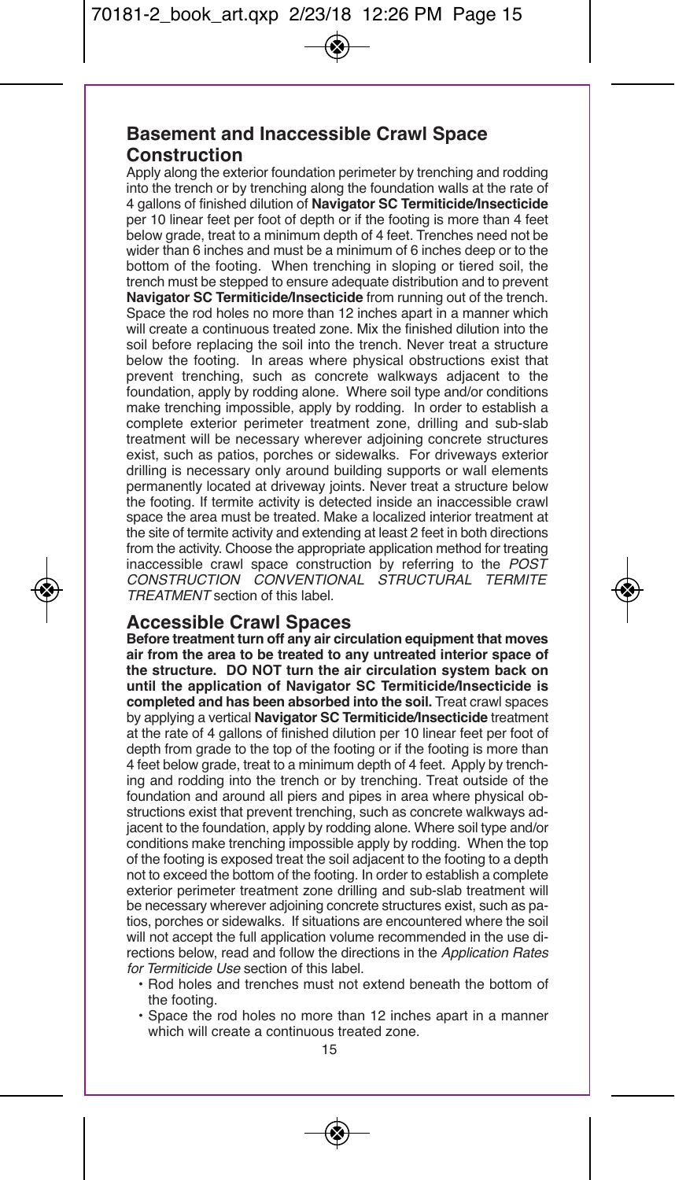## Basement and Inaccessible Crawl Space Construction

Apply along the exterior foundation perimeter by trenching and rodding into the trench or by trenching along the foundation walls at the rate of 4 gallons of finished dilution of **Navigator SC Termiticide/Insecticide** per 10 linear feet per foot of depth or if the footing is more than 4 feet below grade, treat to a minimum depth of 4 feet. Trenches need not be wider than 6 inches and must be a minimum of 6 inches deep or to the bottom of the footing. When trenching in sloping or tiered soil, the trench must be stepped to ensure adequate distribution and to prevent **Navigator SC Termiticide/Insecticide** from running out of the trench. Space the rod holes no more than 12 inches apart in a manner which will create a continuous treated zone. Mix the finished dilution into the soil before replacing the soil into the trench. Never treat a structure below the footing. In areas where physical obstructions exist that prevent trenching, such as concrete walkways adjacent to the foundation, apply by rodding alone. Where soil type and/or conditions make trenching impossible, apply by rodding. In order to establish a complete exterior perimeter treatment zone, drilling and sub-slab treatment will be necessary wherever adjoining concrete structures exist, such as patios, porches or sidewalks. For driveways exterior drilling is necessary only around building supports or wall elements permanently located at driveway joints. Never treat a structure below the footing. If termite activity is detected inside an inaccessible crawl space the area must be treated. Make a localized interior treatment at the site of termite activity and extending at least 2 feet in both directions from the activity. Choose the appropriate application method for treating inaccessible crawl space construction by referring to the *POST CONSTRUCTION CONVENTIONAL STRUCTURAL TERMITE TREATMENT* section of this label.

## Accessible Crawl Spaces

**Before treatment turn off any air circulation equipment that moves air from the area to be treated to any untreated interior space of the structure. DO NOT turn the air circulation system back on until the application of Navigator SC Termiticide/Insecticide is completed and has been absorbed into the soil.** Treat crawl spaces by applying a vertical **Navigator SC Termiticide/Insecticide** treatment at the rate of 4 gallons of finished dilution per 10 linear feet per foot of depth from grade to the top of the footing or if the footing is more than 4 feet below grade, treat to a minimum depth of 4 feet. Apply by trenching and rodding into the trench or by trenching. Treat outside of the foundation and around all piers and pipes in area where physical obstructions exist that prevent trenching, such as concrete walkways adjacent to the foundation, apply by rodding alone. Where soil type and/or conditions make trenching impossible apply by rodding. When the top of the footing is exposed treat the soil adjacent to the footing to a depth not to exceed the bottom of the footing. In order to establish a complete exterior perimeter treatment zone drilling and sub-slab treatment will be necessary wherever adjoining concrete structures exist, such as patios, porches or sidewalks. If situations are encountered where the soil will not accept the full application volume recommended in the use directions below, read and follow the directions in the *Application Rates for Termiticide Use* section of this label.

- Rod holes and trenches must not extend beneath the bottom of the footing.
- Space the rod holes no more than 12 inches apart in a manner which will create a continuous treated zone.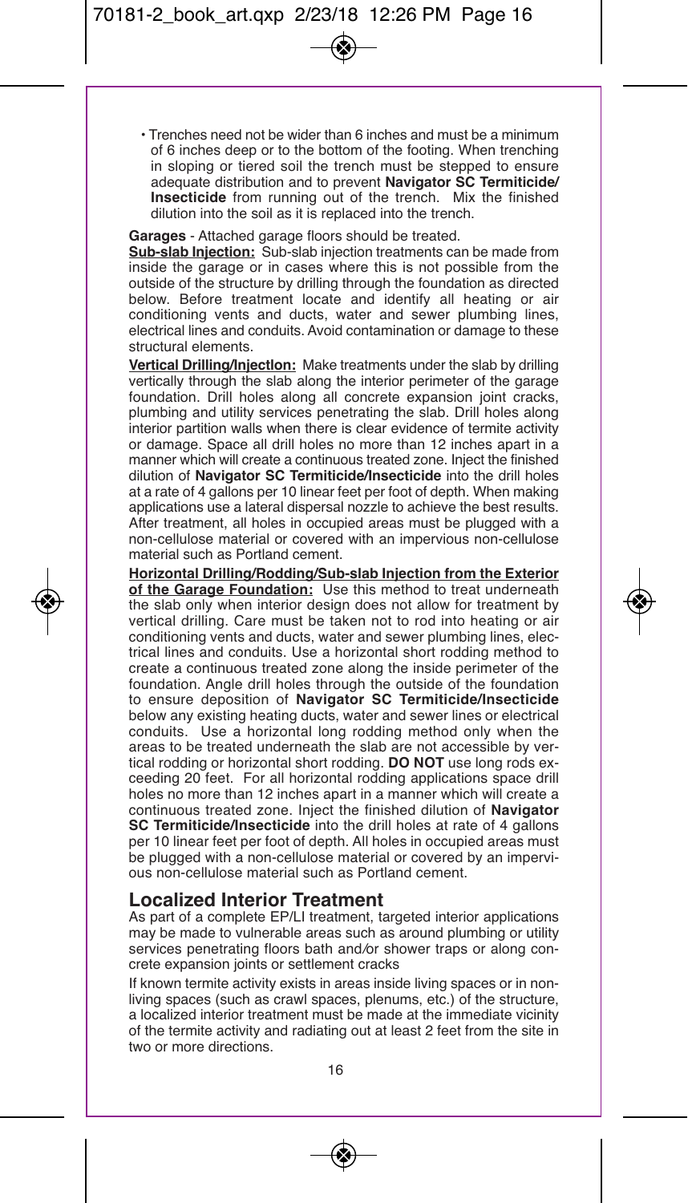- Trenches need not be wider than 6 inches and must be a minimum of 6 inches deep or to the bottom of the footing. When trenching in sloping or tiered soil the trench must be stepped to ensure adequate distribution and to prevent **Navigator SC Termiticide/ Insecticide** from running out of the trench. Mix the finished dilution into the soil as it is replaced into the trench.

**Garages** - Attached garage floors should be treated.

**Sub-slab Injection:** Sub-slab injection treatments can be made from inside the garage or in cases where this is not possible from the outside of the structure by drilling through the foundation as directed below. Before treatment locate and identify all heating or air conditioning vents and ducts, water and sewer plumbing lines, electrical lines and conduits. Avoid contamination or damage to these structural elements.

**Vertical Drilling/Injectlon:** Make treatments under the slab by drilling vertically through the slab along the interior perimeter of the garage foundation. Drill holes along all concrete expansion joint cracks, plumbing and utility services penetrating the slab. Drill holes along interior partition walls when there is clear evidence of termite activity or damage. Space all drill holes no more than 12 inches apart in a manner which will create a continuous treated zone. Inject the finished dilution of **Navigator SC Termiticide/Insecticide** into the drill holes at a rate of 4 gallons per 10 linear feet per foot of depth. When making applications use a lateral dispersal nozzle to achieve the best results. After treatment, all holes in occupied areas must be plugged with a non-cellulose material or covered with an impervious non-cellulose material such as Portland cement.

**Horizontal Drilling/Rodding/Sub-slab Injection from the Exterior of the Garage Foundation:** Use this method to treat underneath the slab only when interior design does not allow for treatment by vertical drilling. Care must be taken not to rod into heating or air conditioning vents and ducts, water and sewer plumbing lines, electrical lines and conduits. Use a horizontal short rodding method to create a continuous treated zone along the inside perimeter of the foundation. Angle drill holes through the outside of the foundation to ensure deposition of **Navigator SC Termiticide/Insecticide** below any existing heating ducts, water and sewer lines or electrical conduits. Use a horizontal long rodding method only when the areas to be treated underneath the slab are not accessible by vertical rodding or horizontal short rodding. **DO NOT** use long rods exceeding 20 feet. For all horizontal rodding applications space drill holes no more than 12 inches apart in a manner which will create a continuous treated zone. Inject the finished dilution of **Navigator SC Termiticide/Insecticide** into the drill holes at rate of 4 gallons per 10 linear feet per foot of depth. All holes in occupied areas must be plugged with a non-cellulose material or covered by an impervious non-cellulose material such as Portland cement.

## Localized Interior Treatment

As part of a complete EP/LI treatment, targeted interior applications may be made to vulnerable areas such as around plumbing or utility services penetrating floors bath and/or shower traps or along concrete expansion joints or settlement cracks

If known termite activity exists in areas inside living spaces or in non-living spaces (such as crawl spaces, plenums, etc.) of the structure, a localized interior treatment must be made at the immediate vicinity of the termite activity and radiating out at least 2 feet from the site in two or more directions.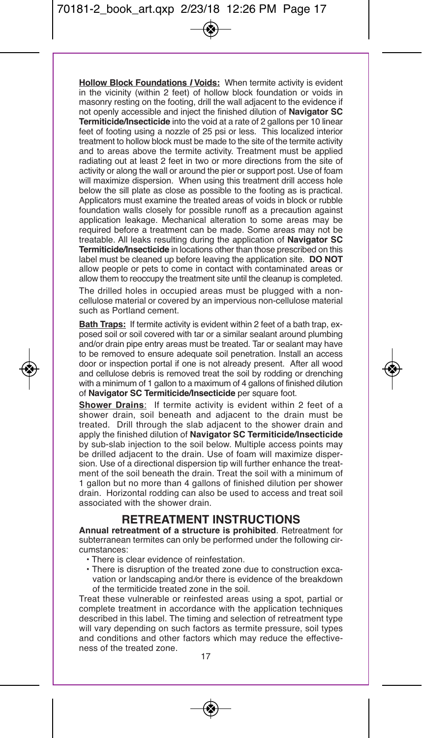**Hollow Block Foundations / Voids:** When termite activity is evident in the vicinity (within 2 feet) of hollow block foundation or voids in masonry resting on the footing, drill the wall adjacent to the evidence if not openly accessible and inject the finished dilution of **Navigator SC Termiticide/Insecticide** into the void at a rate of 2 gallons per 10 linear feet of footing using a nozzle of 25 psi or less. This localized interior treatment to hollow block must be made to the site of the termite activity and to areas above the termite activity. Treatment must be applied radiating out at least 2 feet in two or more directions from the site of activity or along the wall or around the pier or support post. Use of foam will maximize dispersion. When using this treatment drill access hole below the sill plate as close as possible to the footing as is practical. Applicators must examine the treated areas of voids in block or rubble foundation walls closely for possible runoff as a precaution against application leakage. Mechanical alteration to some areas may be required before a treatment can be made. Some areas may not be treatable. All leaks resulting during the application of **Navigator SC Termiticide/Insecticide** in locations other than those prescribed on this label must be cleaned up before leaving the application site. **DO NOT** allow people or pets to come in contact with contaminated areas or allow them to reoccupy the treatment site until the cleanup is completed.

The drilled holes in occupied areas must be plugged with a non-cellulose material or covered by an impervious non-cellulose material such as Portland cement.

**Bath Traps:** If termite activity is evident within 2 feet of a bath trap, exposed soil or soil covered with tar or a similar sealant around plumbing and/or drain pipe entry areas must be treated. Tar or sealant may have to be removed to ensure adequate soil penetration. Install an access door or inspection portal if one is not already present. After all wood and cellulose debris is removed treat the soil by rodding or drenching with a minimum of 1 gallon to a maximum of 4 gallons of finished dilution of **Navigator SC Termiticide/Insecticide** per square foot.

**Shower Drains**: If termite activity is evident within 2 feet of a shower drain, soil beneath and adjacent to the drain must be treated. Drill through the slab adjacent to the shower drain and apply the finished dilution of **Navigator SC Termiticide/Insecticide** by sub-slab injection to the soil below. Multiple access points may be drilled adjacent to the drain. Use of foam will maximize dispersion. Use of a directional dispersion tip will further enhance the treatment of the soil beneath the drain. Treat the soil with a minimum of 1 gallon but no more than 4 gallons of finished dilution per shower drain. Horizontal rodding can also be used to access and treat soil associated with the shower drain.

## RETREATMENT INSTRUCTIONS

**Annual retreatment of a structure is prohibited**. Retreatment for subterranean termites can only be performed under the following circumstances:

- There is clear evidence of reinfestation.
- There is disruption of the treated zone due to construction excavation or landscaping and/or there is evidence of the breakdown of the termiticide treated zone in the soil.

Treat these vulnerable or reinfested areas using a spot, partial or complete treatment in accordance with the application techniques described in this label. The timing and selection of retreatment type will vary depending on such factors as termite pressure, soil types and conditions and other factors which may reduce the effectiveness of the treated zone.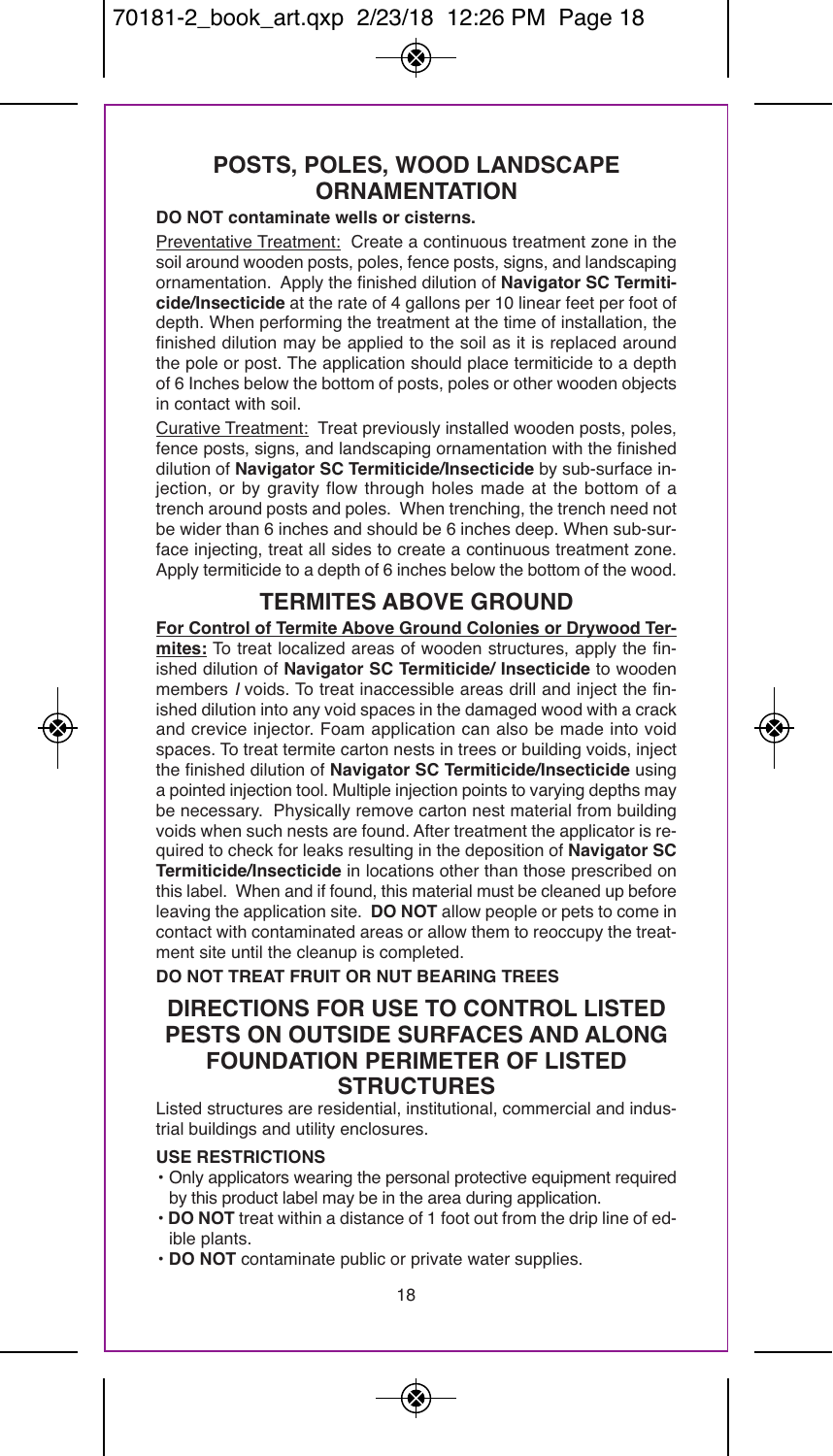## POSTS, POLES, WOOD LANDSCAPE ORNAMENTATION

**DO NOT contaminate wells or cisterns.**

Preventative Treatment: Create a continuous treatment zone in the soil around wooden posts, poles, fence posts, signs, and landscaping ornamentation. Apply the finished dilution of **Navigator SC Termiticide/Insecticide** at the rate of 4 gallons per 10 linear feet per foot of depth. When performing the treatment at the time of installation, the finished dilution may be applied to the soil as it is replaced around the pole or post. The application should place termiticide to a depth of 6 Inches below the bottom of posts, poles or other wooden objects in contact with soil.

Curative Treatment: Treat previously installed wooden posts, poles, fence posts, signs, and landscaping ornamentation with the finished dilution of **Navigator SC Termiticide/Insecticide** by sub-surface injection, or by gravity flow through holes made at the bottom of a trench around posts and poles. When trenching, the trench need not be wider than 6 inches and should be 6 inches deep. When sub-surface injecting, treat all sides to create a continuous treatment zone. Apply termiticide to a depth of 6 inches below the bottom of the wood.

## TERMITES ABOVE GROUND

**For Control of Termite Above Ground Colonies or Drywood Termites:** To treat localized areas of wooden structures, apply the finished dilution of **Navigator SC Termiticide/ Insecticide** to wooden members / voids. To treat inaccessible areas drill and inject the finished dilution into any void spaces in the damaged wood with a crack and crevice injector. Foam application can also be made into void spaces. To treat termite carton nests in trees or building voids, inject the finished dilution of **Navigator SC Termiticide/Insecticide** using a pointed injection tool. Multiple injection points to varying depths may be necessary. Physically remove carton nest material from building voids when such nests are found. After treatment the applicator is required to check for leaks resulting in the deposition of **Navigator SC Termiticide/Insecticide** in locations other than those prescribed on this label. When and if found, this material must be cleaned up before leaving the application site. **DO NOT** allow people or pets to come in contact with contaminated areas or allow them to reoccupy the treatment site until the cleanup is completed.

**DO NOT TREAT FRUIT OR NUT BEARING TREES**

## DIRECTIONS FOR USE TO CONTROL LISTED PESTS ON OUTSIDE SURFACES AND ALONG FOUNDATION PERIMETER OF LISTED STRUCTURES

Listed structures are residential, institutional, commercial and industrial buildings and utility enclosures.

**USE RESTRICTIONS**

- Only applicators wearing the personal protective equipment required by this product label may be in the area during application.
- **DO NOT** treat within a distance of 1 foot out from the drip line of edible plants.
- **DO NOT** contaminate public or private water supplies.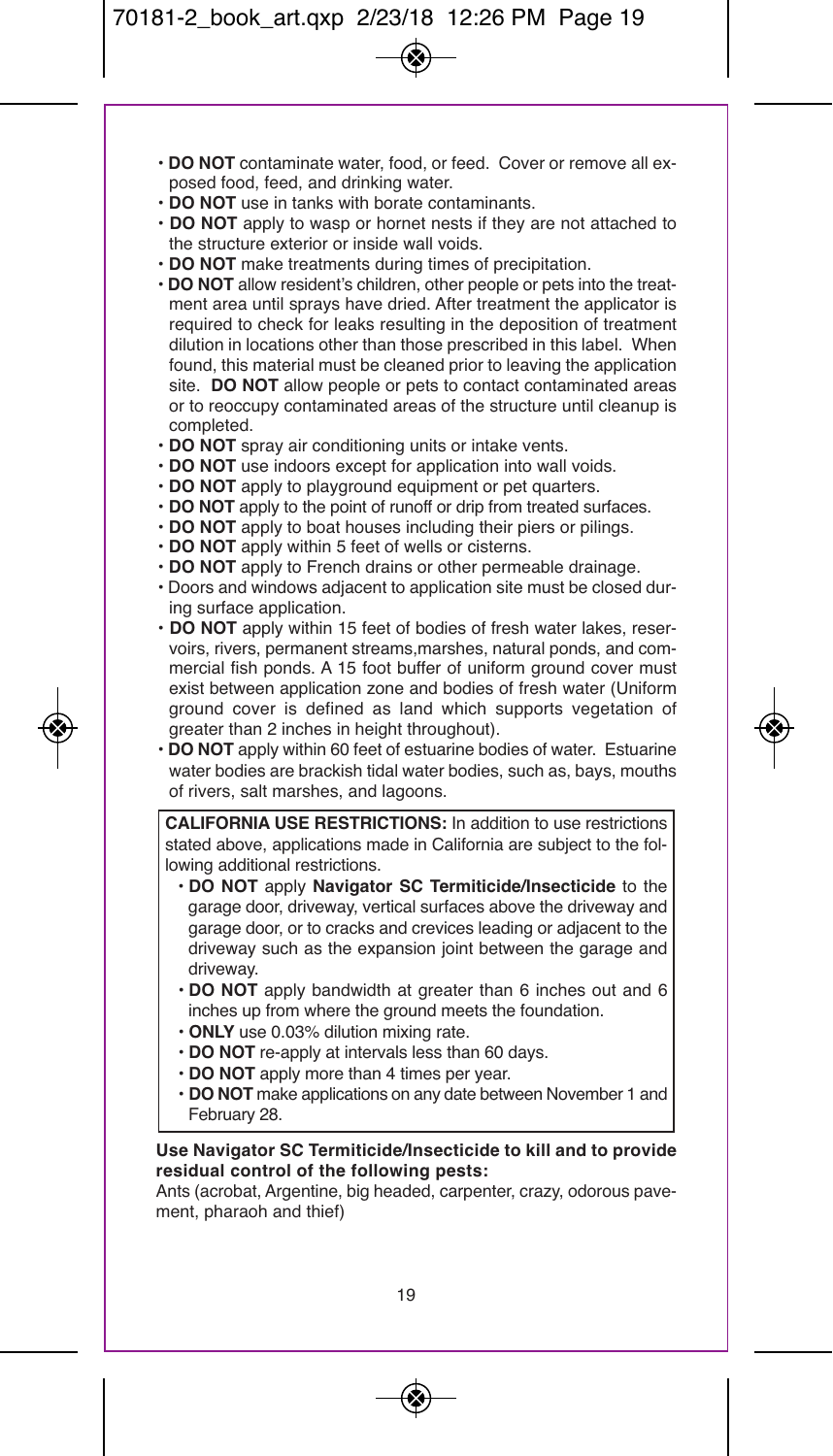- **DO NOT** contaminate water, food, or feed. Cover or remove all exposed food, feed, and drinking water.
- **DO NOT** use in tanks with borate contaminants.
- **DO NOT** apply to wasp or hornet nests if they are not attached to the structure exterior or inside wall voids.
- **DO NOT** make treatments during times of precipitation.
- **DO NOT** allow resident's children, other people or pets into the treatment area until sprays have dried. After treatment the applicator is required to check for leaks resulting in the deposition of treatment dilution in locations other than those prescribed in this label. When found, this material must be cleaned prior to leaving the application site. **DO NOT** allow people or pets to contact contaminated areas or to reoccupy contaminated areas of the structure until cleanup is completed.
- **DO NOT** spray air conditioning units or intake vents.
- **DO NOT** use indoors except for application into wall voids.
- **DO NOT** apply to playground equipment or pet quarters.
- **DO NOT** apply to the point of runoff or drip from treated surfaces.
- **DO NOT** apply to boat houses including their piers or pilings.
- **DO NOT** apply within 5 feet of wells or cisterns.
- **DO NOT** apply to French drains or other permeable drainage.
- Doors and windows adjacent to application site must be closed during surface application.
- **DO NOT** apply within 15 feet of bodies of fresh water lakes, reservoirs, rivers, permanent streams,marshes, natural ponds, and commercial fish ponds. A 15 foot buffer of uniform ground cover must exist between application zone and bodies of fresh water (Uniform ground cover is defined as land which supports vegetation of greater than 2 inches in height throughout).
- **DO NOT** apply within 60 feet of estuarine bodies of water. Estuarine water bodies are brackish tidal water bodies, such as, bays, mouths of rivers, salt marshes, and lagoons.

**CALIFORNIA USE RESTRICTIONS:** In addition to use restrictions stated above, applications made in California are subject to the following additional restrictions.

- **DO NOT** apply **Navigator SC Termiticide/Insecticide** to the garage door, driveway, vertical surfaces above the driveway and garage door, or to cracks and crevices leading or adjacent to the driveway such as the expansion joint between the garage and driveway.
- **DO NOT** apply bandwidth at greater than 6 inches out and 6 inches up from where the ground meets the foundation.
- **ONLY** use 0.03% dilution mixing rate.
- **DO NOT** re-apply at intervals less than 60 days.
- **DO NOT** apply more than 4 times per year.
- **DO NOT** make applications on any date between November 1 and February 28.

**Use Navigator SC Termiticide/Insecticide to kill and to provide residual control of the following pests:**

Ants (acrobat, Argentine, big headed, carpenter, crazy, odorous pavement, pharaoh and thief)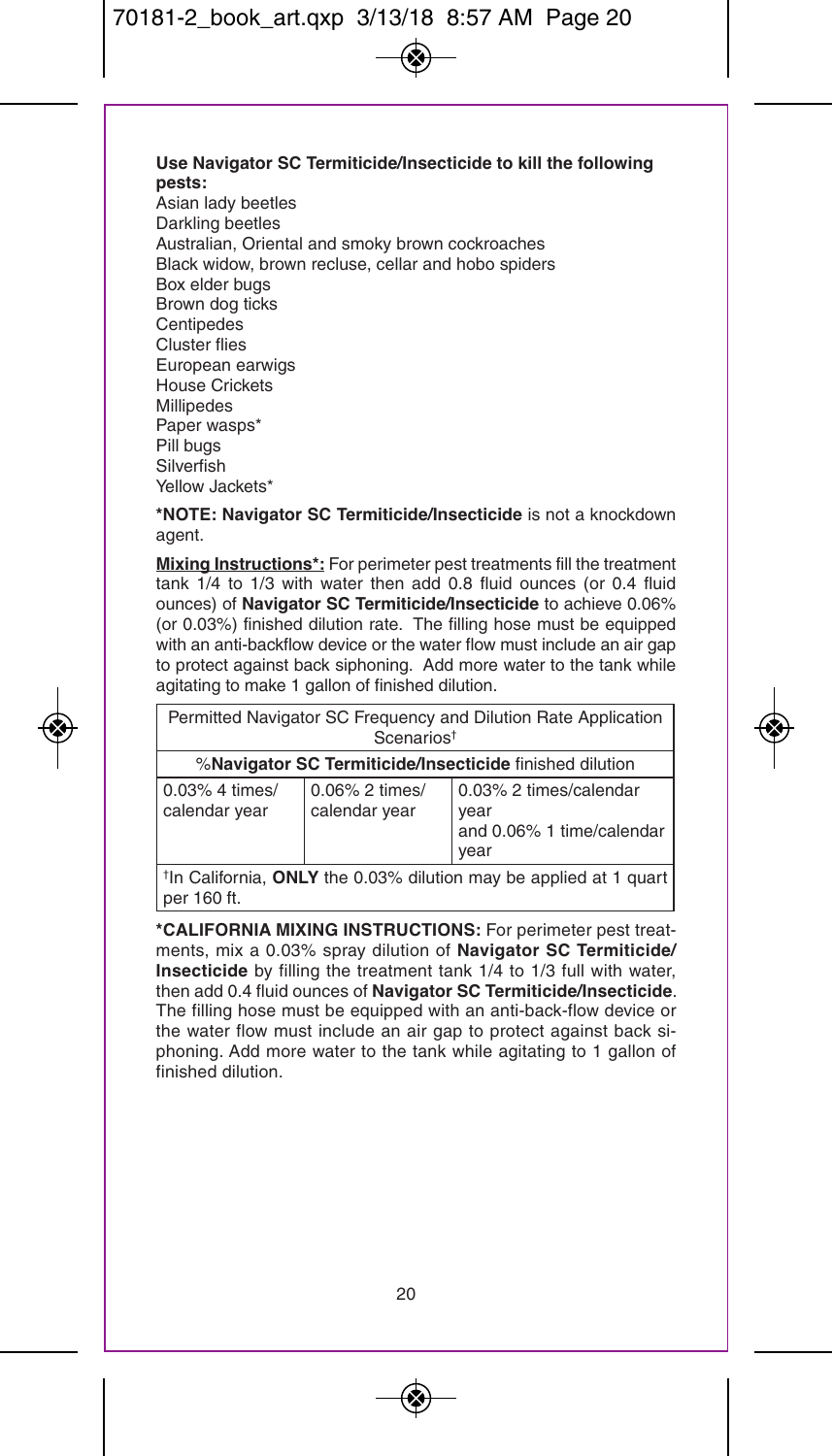**Use Navigator SC Termiticide/Insecticide to kill the following pests:**

Asian lady beetles
Darkling beetles
Australian, Oriental and smoky brown cockroaches
Black widow, brown recluse, cellar and hobo spiders
Box elder bugs
Brown dog ticks
Centipedes
Cluster flies
European earwigs
House Crickets
Millipedes
Paper wasps*
Pill bugs
Silverfish
Yellow Jackets*

***NOTE: Navigator SC Termiticide/Insecticide** is not a knockdown agent.

**Mixing Instructions*:** For perimeter pest treatments fill the treatment tank 1/4 to 1/3 with water then add 0.8 fluid ounces (or 0.4 fluid ounces) of **Navigator SC Termiticide/Insecticide** to achieve 0.06% (or 0.03%) finished dilution rate. The filling hose must be equipped with an anti-backflow device or the water flow must include an air gap to protect against back siphoning. Add more water to the tank while agitating to make 1 gallon of finished dilution.

| Permitted Navigator SC Frequency and Dilution Rate Application Scenarios† | | |
|---|---|---|
| %**Navigator SC Termiticide/Insecticide** finished dilution | | |
| 0.03% 4 times/ calendar year | 0.06% 2 times/ calendar year | 0.03% 2 times/calendar year and 0.06% 1 time/calendar year |
| †In California, **ONLY** the 0.03% dilution may be applied at 1 quart per 160 ft. | | |

***CALIFORNIA MIXING INSTRUCTIONS:** For perimeter pest treatments, mix a 0.03% spray dilution of **Navigator SC Termiticide/Insecticide** by filling the treatment tank 1/4 to 1/3 full with water, then add 0.4 fluid ounces of **Navigator SC Termiticide/Insecticide**. The filling hose must be equipped with an anti-back-flow device or the water flow must include an air gap to protect against back siphoning. Add more water to the tank while agitating to 1 gallon of finished dilution.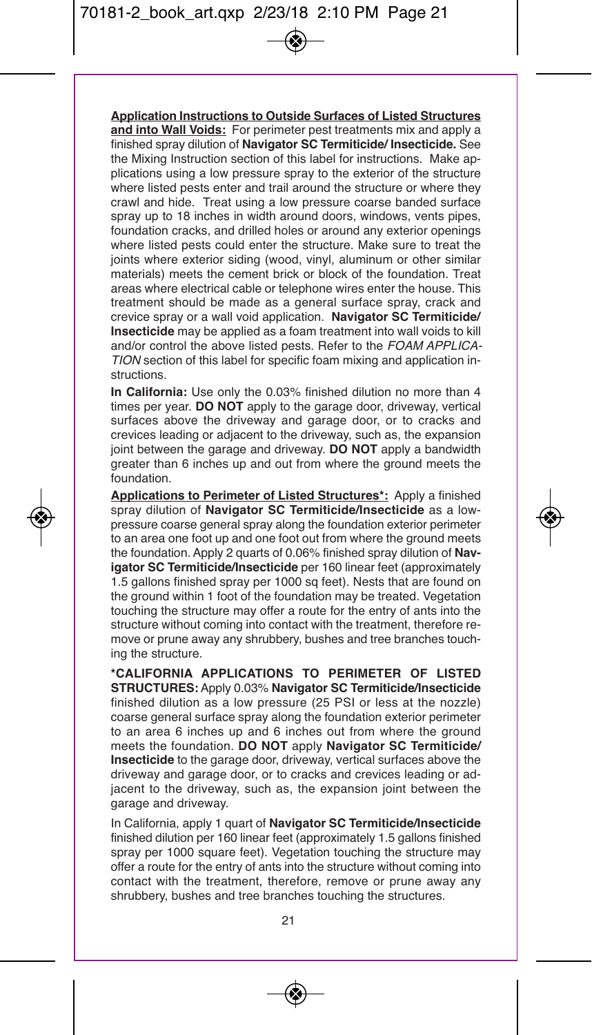**Application Instructions to Outside Surfaces of Listed Structures and into Wall Voids:** For perimeter pest treatments mix and apply a finished spray dilution of **Navigator SC Termiticide/ Insecticide.** See the Mixing Instruction section of this label for instructions. Make applications using a low pressure spray to the exterior of the structure where listed pests enter and trail around the structure or where they crawl and hide. Treat using a low pressure coarse banded surface spray up to 18 inches in width around doors, windows, vents pipes, foundation cracks, and drilled holes or around any exterior openings where listed pests could enter the structure. Make sure to treat the joints where exterior siding (wood, vinyl, aluminum or other similar materials) meets the cement brick or block of the foundation. Treat areas where electrical cable or telephone wires enter the house. This treatment should be made as a general surface spray, crack and crevice spray or a wall void application. **Navigator SC Termiticide/ Insecticide** may be applied as a foam treatment into wall voids to kill and/or control the above listed pests. Refer to the *FOAM APPLICATION* section of this label for specific foam mixing and application instructions.

**In California:** Use only the 0.03% finished dilution no more than 4 times per year. **DO NOT** apply to the garage door, driveway, vertical surfaces above the driveway and garage door, or to cracks and crevices leading or adjacent to the driveway, such as, the expansion joint between the garage and driveway. **DO NOT** apply a bandwidth greater than 6 inches up and out from where the ground meets the foundation.

**Applications to Perimeter of Listed Structures*:** Apply a finished spray dilution of **Navigator SC Termiticide/Insecticide** as a low-pressure coarse general spray along the foundation exterior perimeter to an area one foot up and one foot out from where the ground meets the foundation. Apply 2 quarts of 0.06% finished spray dilution of **Navigator SC Termiticide/Insecticide** per 160 linear feet (approximately 1.5 gallons finished spray per 1000 sq feet). Nests that are found on the ground within 1 foot of the foundation may be treated. Vegetation touching the structure may offer a route for the entry of ants into the structure without coming into contact with the treatment, therefore remove or prune away any shrubbery, bushes and tree branches touching the structure.

***CALIFORNIA APPLICATIONS TO PERIMETER OF LISTED STRUCTURES:** Apply 0.03% **Navigator SC Termiticide/Insecticide** finished dilution as a low pressure (25 PSI or less at the nozzle) coarse general surface spray along the foundation exterior perimeter to an area 6 inches up and 6 inches out from where the ground meets the foundation. **DO NOT** apply **Navigator SC Termiticide/ Insecticide** to the garage door, driveway, vertical surfaces above the driveway and garage door, or to cracks and crevices leading or adjacent to the driveway, such as, the expansion joint between the garage and driveway.

In California, apply 1 quart of **Navigator SC Termiticide/Insecticide** finished dilution per 160 linear feet (approximately 1.5 gallons finished spray per 1000 square feet). Vegetation touching the structure may offer a route for the entry of ants into the structure without coming into contact with the treatment, therefore, remove or prune away any shrubbery, bushes and tree branches touching the structures.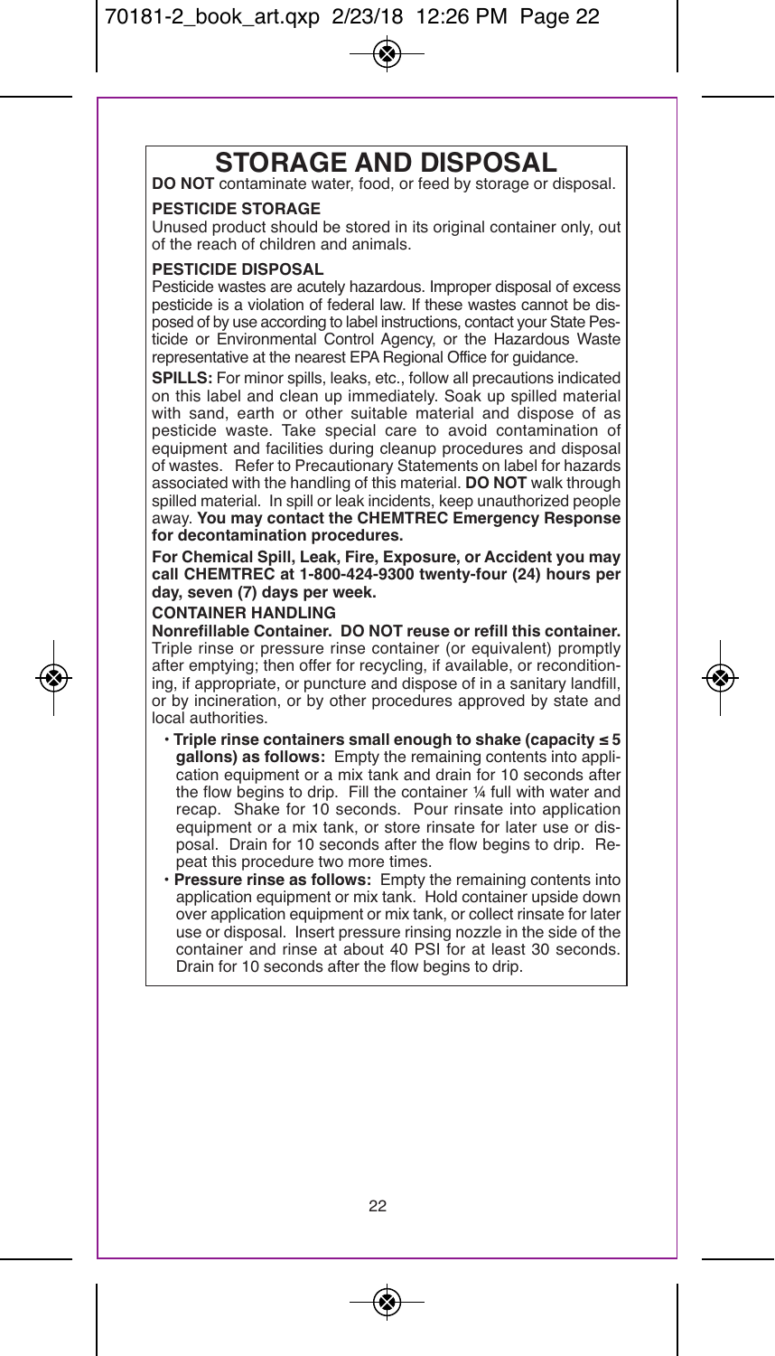# STORAGE AND DISPOSAL

**DO NOT** contaminate water, food, or feed by storage or disposal.

**PESTICIDE STORAGE**

Unused product should be stored in its original container only, out of the reach of children and animals.

**PESTICIDE DISPOSAL**

Pesticide wastes are acutely hazardous. Improper disposal of excess pesticide is a violation of federal law. If these wastes cannot be disposed of by use according to label instructions, contact your State Pesticide or Environmental Control Agency, or the Hazardous Waste representative at the nearest EPA Regional Office for guidance.

**SPILLS:** For minor spills, leaks, etc., follow all precautions indicated on this label and clean up immediately. Soak up spilled material with sand, earth or other suitable material and dispose of as pesticide waste. Take special care to avoid contamination of equipment and facilities during cleanup procedures and disposal of wastes. Refer to Precautionary Statements on label for hazards associated with the handling of this material. **DO NOT** walk through spilled material. In spill or leak incidents, keep unauthorized people away. **You may contact the CHEMTREC Emergency Response for decontamination procedures.**

**For Chemical Spill, Leak, Fire, Exposure, or Accident you may call CHEMTREC at 1-800-424-9300 twenty-four (24) hours per day, seven (7) days per week.**

**CONTAINER HANDLING**

**Nonrefillable Container. DO NOT reuse or refill this container.** Triple rinse or pressure rinse container (or equivalent) promptly after emptying; then offer for recycling, if available, or reconditioning, if appropriate, or puncture and dispose of in a sanitary landfill, or by incineration, or by other procedures approved by state and local authorities.

- **Triple rinse containers small enough to shake (capacity ≤ 5 gallons) as follows:** Empty the remaining contents into application equipment or a mix tank and drain for 10 seconds after the flow begins to drip. Fill the container ¼ full with water and recap. Shake for 10 seconds. Pour rinsate into application equipment or a mix tank, or store rinsate for later use or disposal. Drain for 10 seconds after the flow begins to drip. Repeat this procedure two more times.
- **Pressure rinse as follows:** Empty the remaining contents into application equipment or mix tank. Hold container upside down over application equipment or mix tank, or collect rinsate for later use or disposal. Insert pressure rinsing nozzle in the side of the container and rinse at about 40 PSI for at least 30 seconds. Drain for 10 seconds after the flow begins to drip.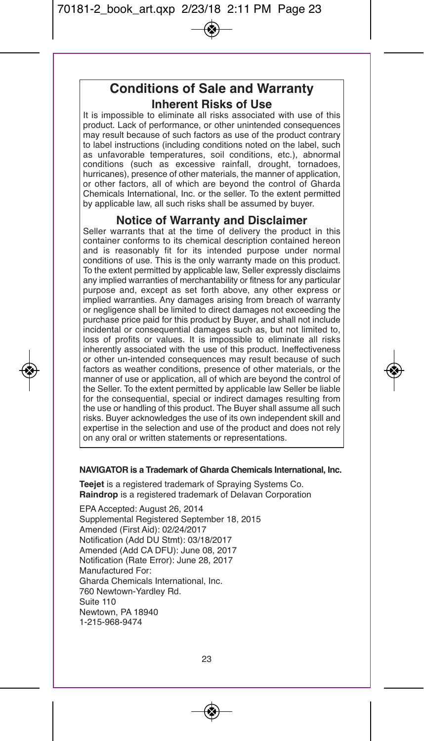# Conditions of Sale and Warranty

## Inherent Risks of Use

It is impossible to eliminate all risks associated with use of this product. Lack of performance, or other unintended consequences may result because of such factors as use of the product contrary to label instructions (including conditions noted on the label, such as unfavorable temperatures, soil conditions, etc.), abnormal conditions (such as excessive rainfall, drought, tornadoes, hurricanes), presence of other materials, the manner of application, or other factors, all of which are beyond the control of Gharda Chemicals International, Inc. or the seller. To the extent permitted by applicable law, all such risks shall be assumed by buyer.

## Notice of Warranty and Disclaimer

Seller warrants that at the time of delivery the product in this container conforms to its chemical description contained hereon and is reasonably fit for its intended purpose under normal conditions of use. This is the only warranty made on this product. To the extent permitted by applicable law, Seller expressly disclaims any implied warranties of merchantability or fitness for any particular purpose and, except as set forth above, any other express or implied warranties. Any damages arising from breach of warranty or negligence shall be limited to direct damages not exceeding the purchase price paid for this product by Buyer, and shall not include incidental or consequential damages such as, but not limited to, loss of profits or values. It is impossible to eliminate all risks inherently associated with the use of this product. Ineffectiveness or other un-intended consequences may result because of such factors as weather conditions, presence of other materials, or the manner of use or application, all of which are beyond the control of the Seller. To the extent permitted by applicable law Seller be liable for the consequential, special or indirect damages resulting from the use or handling of this product. The Buyer shall assume all such risks. Buyer acknowledges the use of its own independent skill and expertise in the selection and use of the product and does not rely on any oral or written statements or representations.

**NAVIGATOR is a Trademark of Gharda Chemicals International, Inc.**

**Teejet** is a registered trademark of Spraying Systems Co.
**Raindrop** is a registered trademark of Delavan Corporation

EPA Accepted: August 26, 2014
Supplemental Registered September 18, 2015
Amended (First Aid): 02/24/2017
Notification (Add DU Stmt): 03/18/2017
Amended (Add CA DFU): June 08, 2017
Notification (Rate Error): June 28, 2017
Manufactured For:
Gharda Chemicals International, Inc.
760 Newtown-Yardley Rd.
Suite 110
Newtown, PA 18940
1-215-968-9474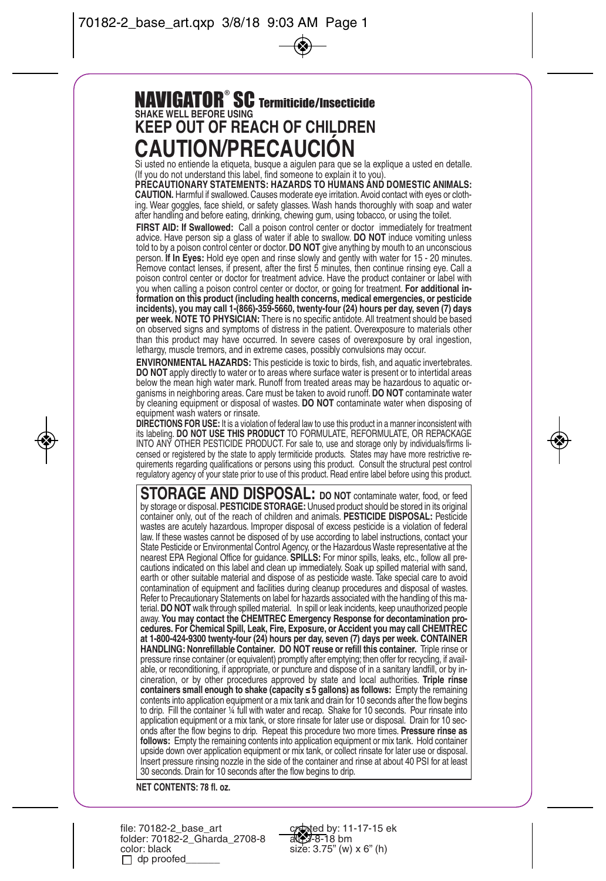# NAVIGATOR® SC Termiticide/Insecticide

**SHAKE WELL BEFORE USING**

## KEEP OUT OF REACH OF CHILDREN

# CAUTION/PRECAUCIÓN

Si usted no entiende la etiqueta, busque a aigulen para que se la explique a usted en detalle. (If you do not understand this label, find someone to explain it to you).

**PRECAUTIONARY STATEMENTS: HAZARDS TO HUMANS AND DOMESTIC ANIMALS: CAUTION.** Harmful if swallowed. Causes moderate eye irritation. Avoid contact with eyes or clothing. Wear goggles, face shield, or safety glasses. Wash hands thoroughly with soap and water after handling and before eating, drinking, chewing gum, using tobacco, or using the toilet.

**FIRST AID: If Swallowed:** Call a poison control center or doctor immediately for treatment advice. Have person sip a glass of water if able to swallow. **DO NOT** induce vomiting unless told to by a poison control center or doctor. **DO NOT** give anything by mouth to an unconscious person. **If In Eyes:** Hold eye open and rinse slowly and gently with water for 15 - 20 minutes. Remove contact lenses, if present, after the first 5 minutes, then continue rinsing eye. Call a poison control center or doctor for treatment advice. Have the product container or label with you when calling a poison control center or doctor, or going for treatment. **For additional information on this product (including health concerns, medical emergencies, or pesticide incidents), you may call 1-(866)-359-5660, twenty-four (24) hours per day, seven (7) days per week. NOTE TO PHYSICIAN:** There is no specific antidote. All treatment should be based on observed signs and symptoms of distress in the patient. Overexposure to materials other than this product may have occurred. In severe cases of overexposure by oral ingestion, lethargy, muscle tremors, and in extreme cases, possibly convulsions may occur.

**ENVIRONMENTAL HAZARDS:** This pesticide is toxic to birds, fish, and aquatic invertebrates. **DO NOT** apply directly to water or to areas where surface water is present or to intertidal areas below the mean high water mark. Runoff from treated areas may be hazardous to aquatic organisms in neighboring areas. Care must be taken to avoid runoff. **DO NOT** contaminate water by cleaning equipment or disposal of wastes. **DO NOT** contaminate water when disposing of equipment wash waters or rinsate.

**DIRECTIONS FOR USE:** It is a violation of federal law to use this product in a manner inconsistent with its labeling. **DO NOT USE THIS PRODUCT** TO FORMULATE, REFORMULATE, OR REPACKAGE INTO ANY OTHER PESTICIDE PRODUCT. For sale to, use and storage only by individuals/firms licensed or registered by the state to apply termiticide products. States may have more restrictive requirements regarding qualifications or persons using this product. Consult the structural pest control regulatory agency of your state prior to use of this product. Read entire label before using this product.

**STORAGE AND DISPOSAL: DO NOT** contaminate water, food, or feed by storage or disposal. **PESTICIDE STORAGE:** Unused product should be stored in its original container only, out of the reach of children and animals. **PESTICIDE DISPOSAL:** Pesticide wastes are acutely hazardous. Improper disposal of excess pesticide is a violation of federal law. If these wastes cannot be disposed of by use according to label instructions, contact your State Pesticide or Environmental Control Agency, or the Hazardous Waste representative at the nearest EPA Regional Office for guidance. **SPILLS:** For minor spills, leaks, etc., follow all precautions indicated on this label and clean up immediately. Soak up spilled material with sand, earth or other suitable material and dispose of as pesticide waste. Take special care to avoid contamination of equipment and facilities during cleanup procedures and disposal of wastes. Refer to Precautionary Statements on label for hazards associated with the handling of this material. **DO NOT** walk through spilled material. In spill or leak incidents, keep unauthorized people away. **You may contact the CHEMTREC Emergency Response for decontamination procedures. For Chemical Spill, Leak, Fire, Exposure, or Accident you may call CHEMTREC at 1-800-424-9300 twenty-four (24) hours per day, seven (7) days per week. CONTAINER HANDLING: Nonrefillable Container. DO NOT reuse or refill this container.** Triple rinse or pressure rinse container (or equivalent) promptly after emptying; then offer for recycling, if available, or reconditioning, if appropriate, or puncture and dispose of in a sanitary landfill, or by incineration, or by other procedures approved by state and local authorities. **Triple rinse containers small enough to shake (capacity ≤ 5 gallons) as follows:** Empty the remaining contents into application equipment or a mix tank and drain for 10 seconds after the flow begins to drip. Fill the container ¼ full with water and recap. Shake for 10 seconds. Pour rinsate into application equipment or a mix tank, or store rinsate for later use or disposal. Drain for 10 seconds after the flow begins to drip. Repeat this procedure two more times. **Pressure rinse as follows:** Empty the remaining contents into application equipment or mix tank. Hold container upside down over application equipment or mix tank, or collect rinsate for later use or disposal. Insert pressure rinsing nozzle in the side of the container and rinse at about 40 PSI for at least 30 seconds. Drain for 10 seconds after the flow begins to drip.

**NET CONTENTS: 78 fl. oz.**